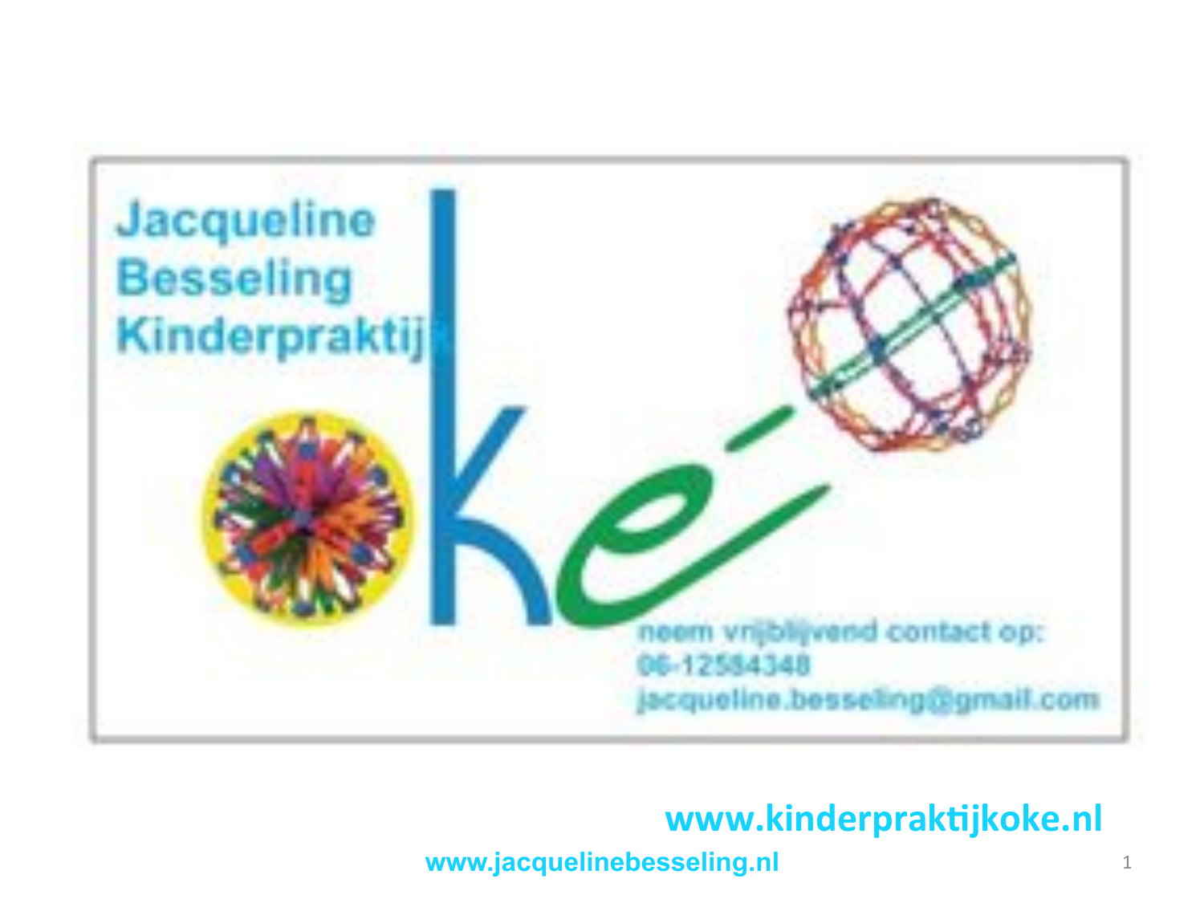Jacqueline
Besseling
Kinderpraktijk

oke

neem vrijblijvend contact op:
06-12584348
jacqueline.besseling@gmail.com

**www.kinderpraktijkoke.nl**

**www.jacquelinebesseling.nl**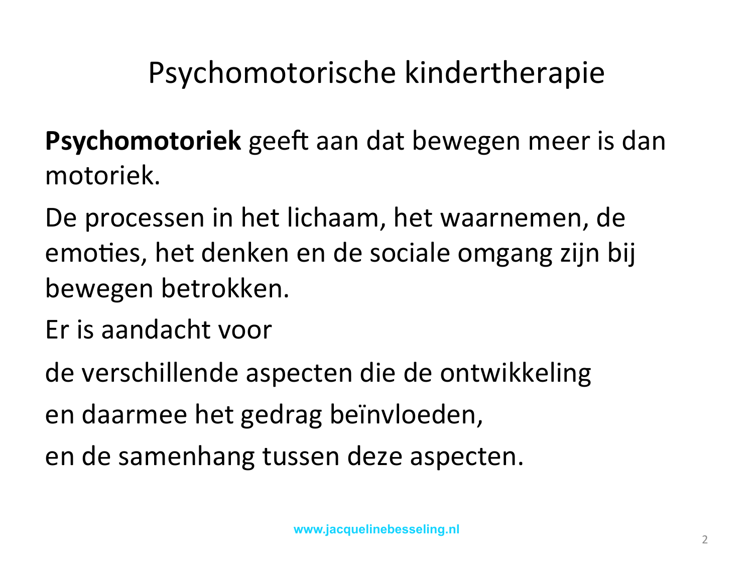# Psychomotorische kindertherapie

**Psychomotoriek** geeft aan dat bewegen meer is dan motoriek.

De processen in het lichaam, het waarnemen, de emoties, het denken en de sociale omgang zijn bij bewegen betrokken.

Er is aandacht voor

de verschillende aspecten die de ontwikkeling

en daarmee het gedrag beïnvloeden,

en de samenhang tussen deze aspecten.

www.jacquelinebesseling.nl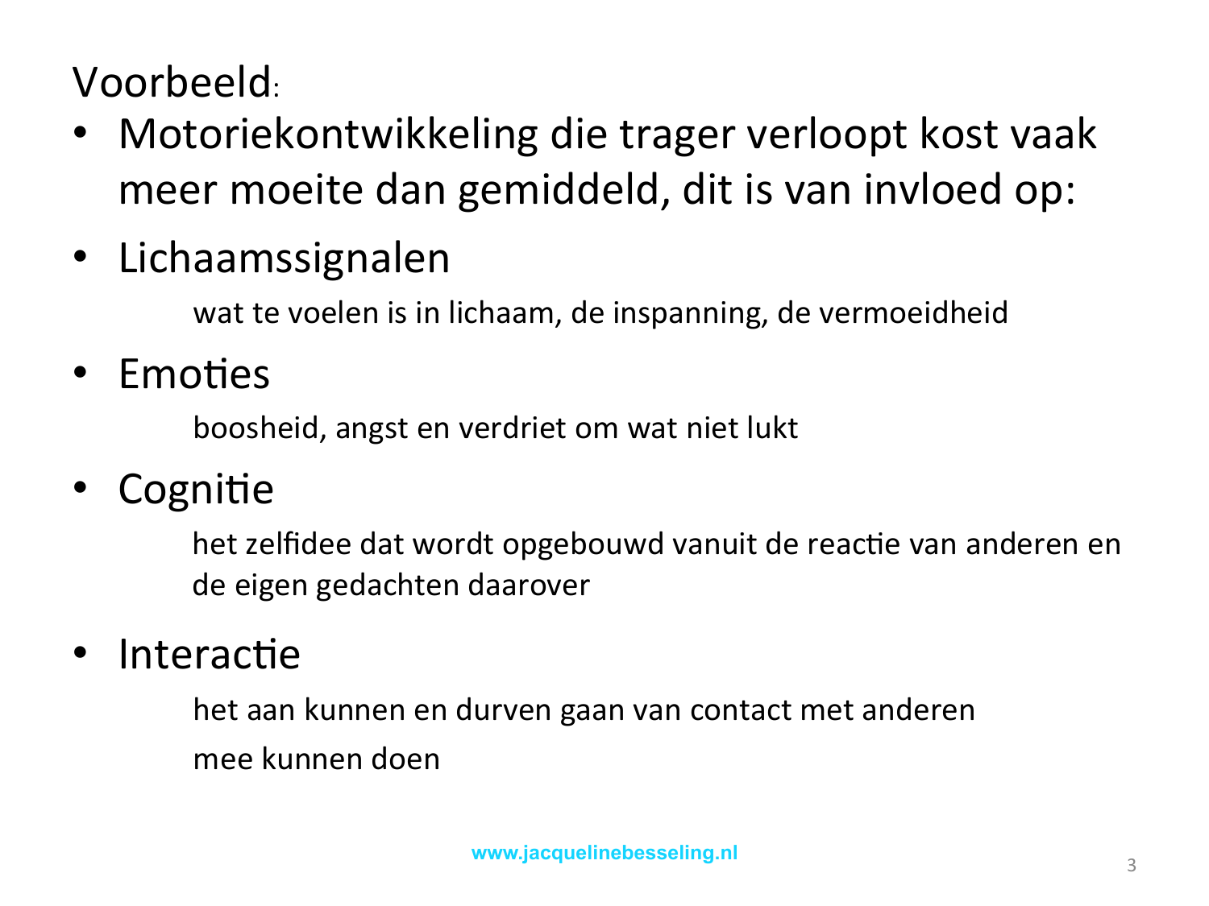Voorbeeld:

- Motoriekontwikkeling die trager verloopt kost vaak meer moeite dan gemiddeld, dit is van invloed op:
- Lichaamssignalen

  wat te voelen is in lichaam, de inspanning, de vermoeidheid

- Emoties

  boosheid, angst en verdriet om wat niet lukt

- Cognitie

  het zelfidee dat wordt opgebouwd vanuit de reactie van anderen en de eigen gedachten daarover

- Interactie

  het aan kunnen en durven gaan van contact met anderen

  mee kunnen doen

www.jacquelinebesseling.nl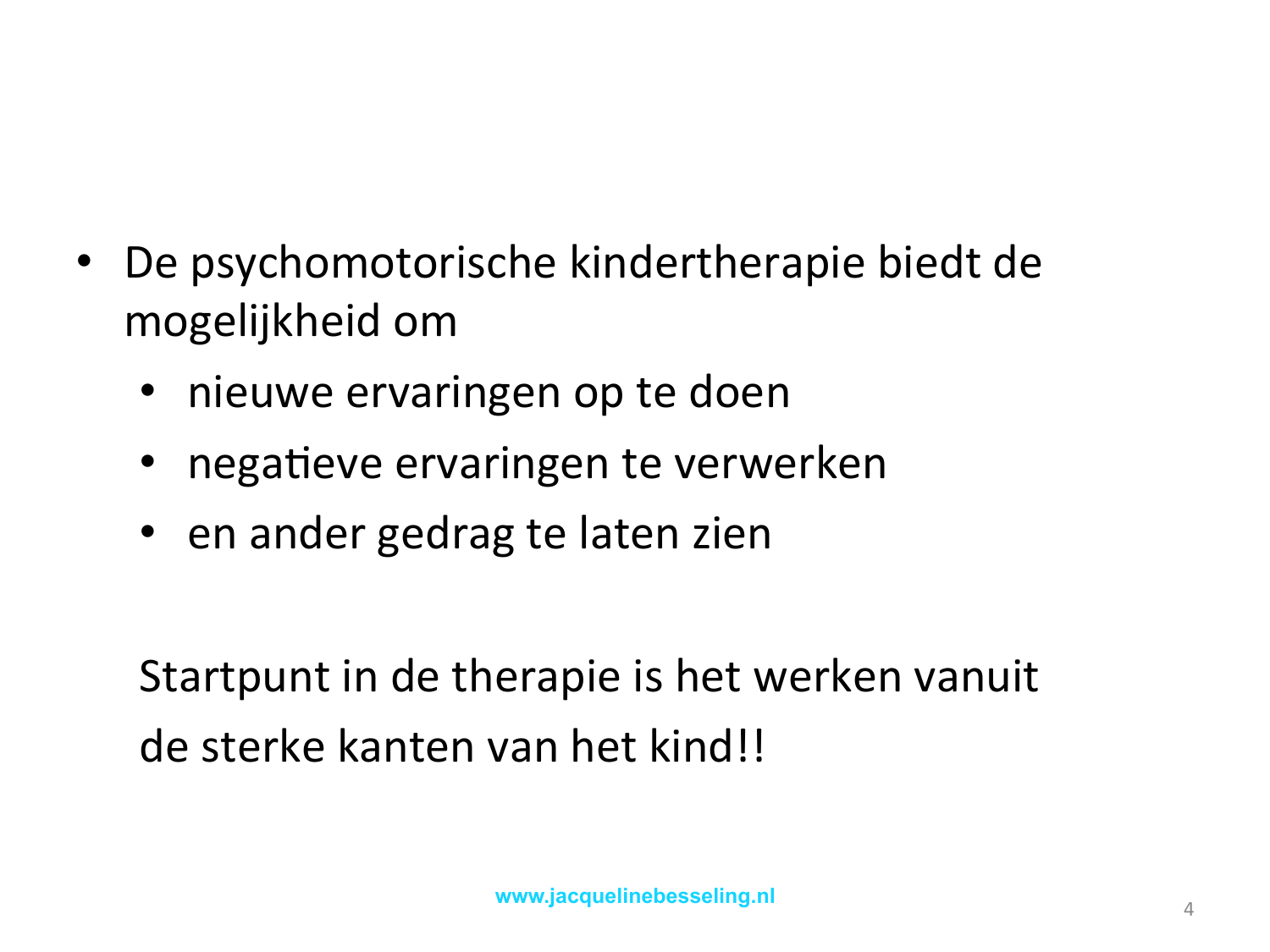- De psychomotorische kindertherapie biedt de mogelijkheid om
  - nieuwe ervaringen op te doen
  - negatieve ervaringen te verwerken
  - en ander gedrag te laten zien

Startpunt in de therapie is het werken vanuit de sterke kanten van het kind!!

www.jacquelinebesseling.nl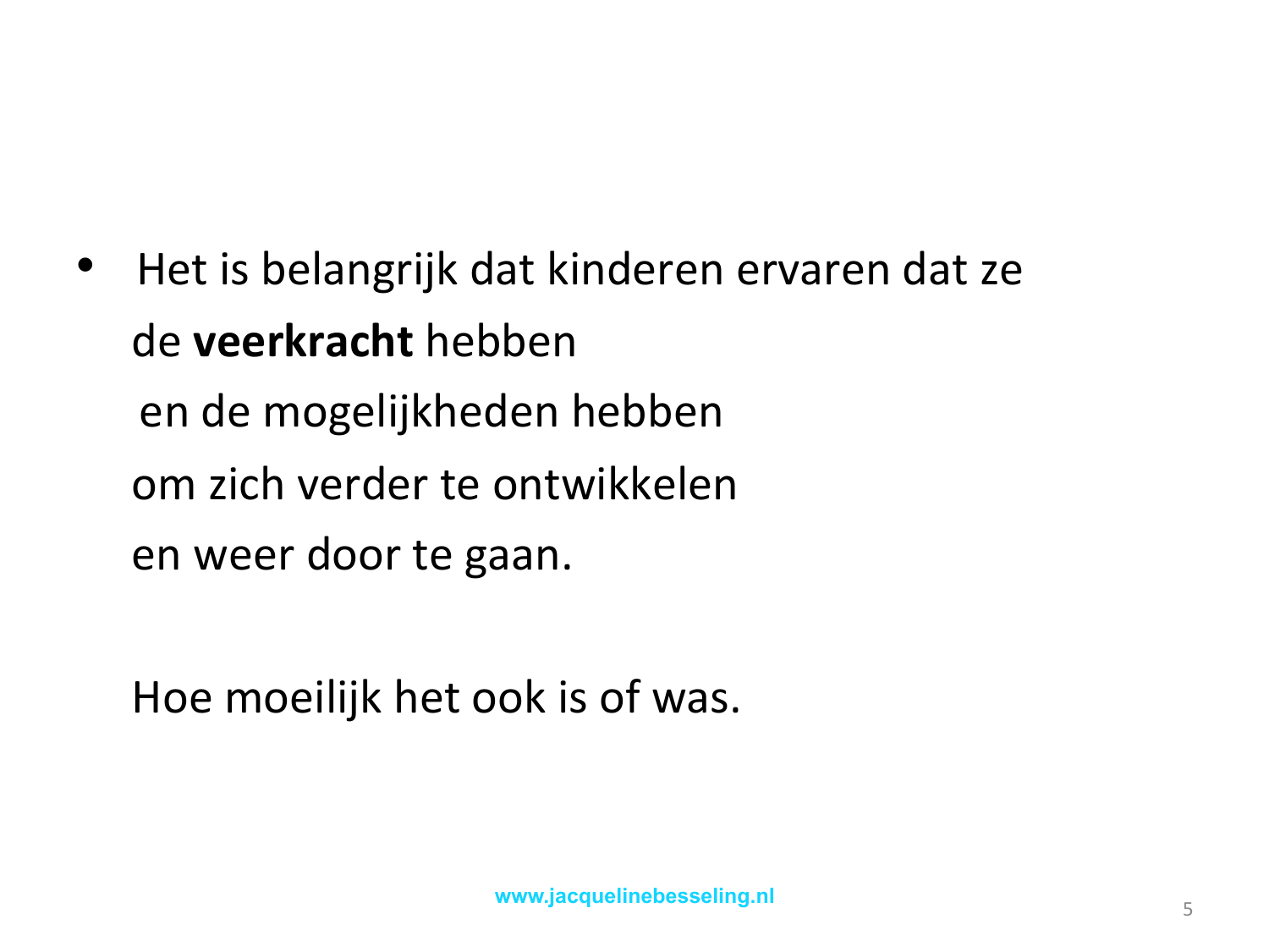- Het is belangrijk dat kinderen ervaren dat ze de **veerkracht** hebben en de mogelijkheden hebben om zich verder te ontwikkelen en weer door te gaan.

  Hoe moeilijk het ook is of was.

www.jacquelinebesseling.nl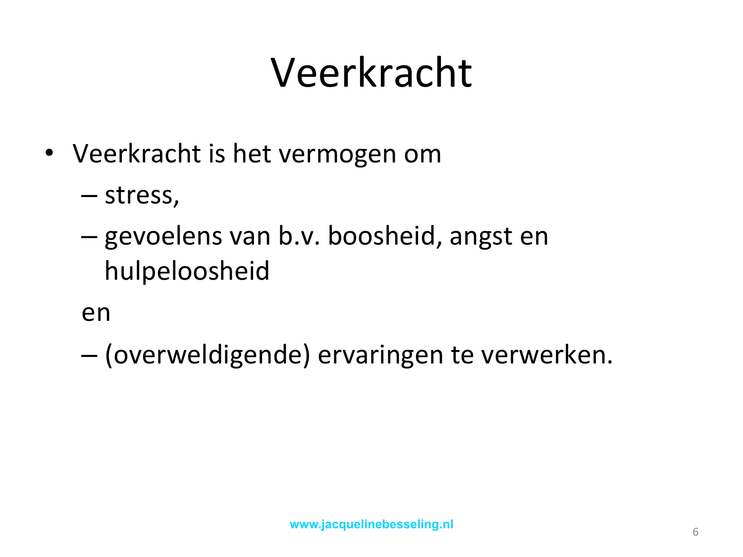# Veerkracht

- Veerkracht is het vermogen om
  - stress,
  - gevoelens van b.v. boosheid, angst en hulpeloosheid

  en

  - (overweldigende) ervaringen te verwerken.

www.jacquelinebesseling.nl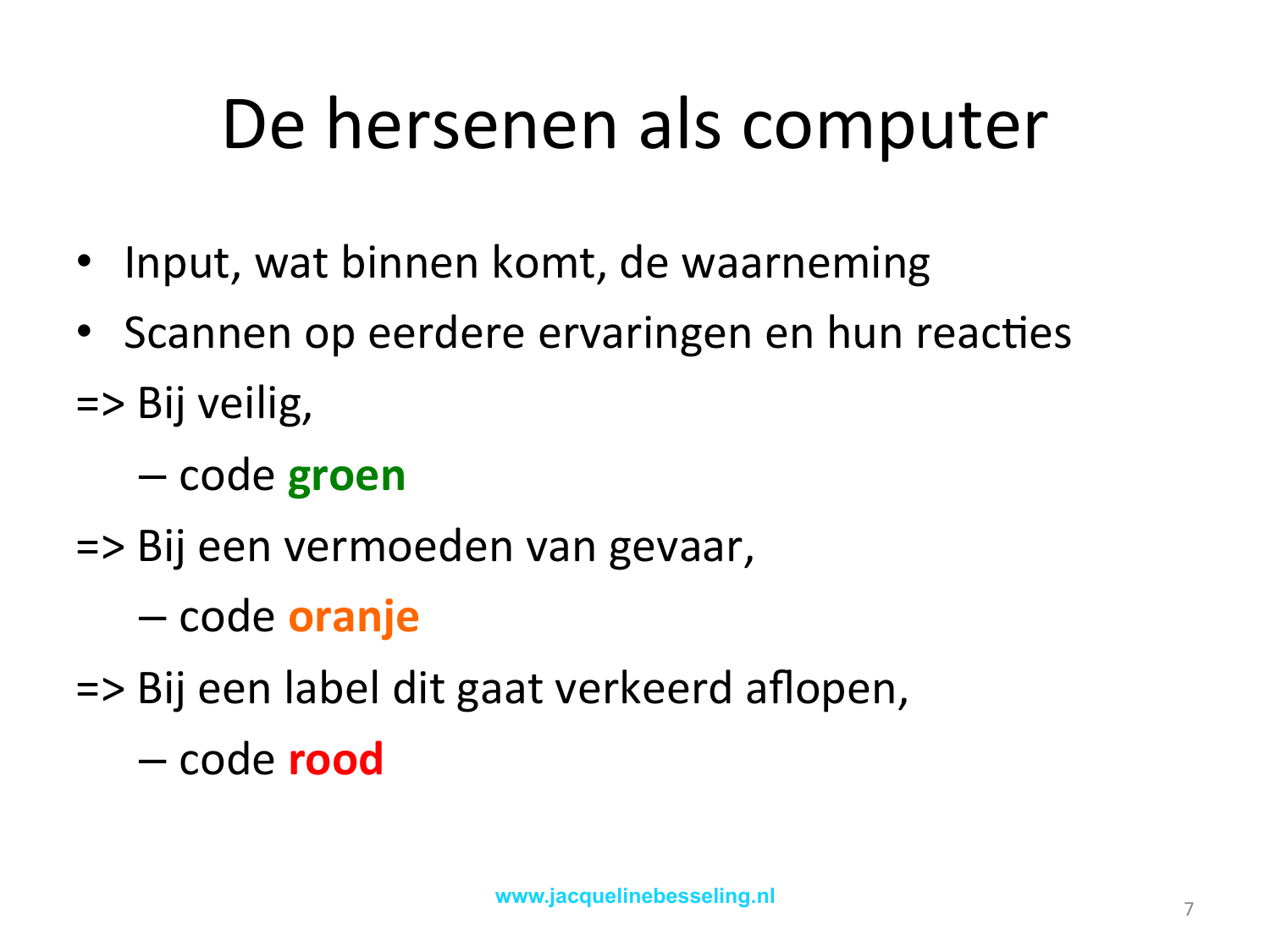# De hersenen als computer

- Input, wat binnen komt, de waarneming
- Scannen op eerdere ervaringen en hun reacties

=> Bij veilig,

- code **groen**

=> Bij een vermoeden van gevaar,

- code **oranje**

=> Bij een label dit gaat verkeerd aflopen,

- code **rood**

www.jacquelinebesseling.nl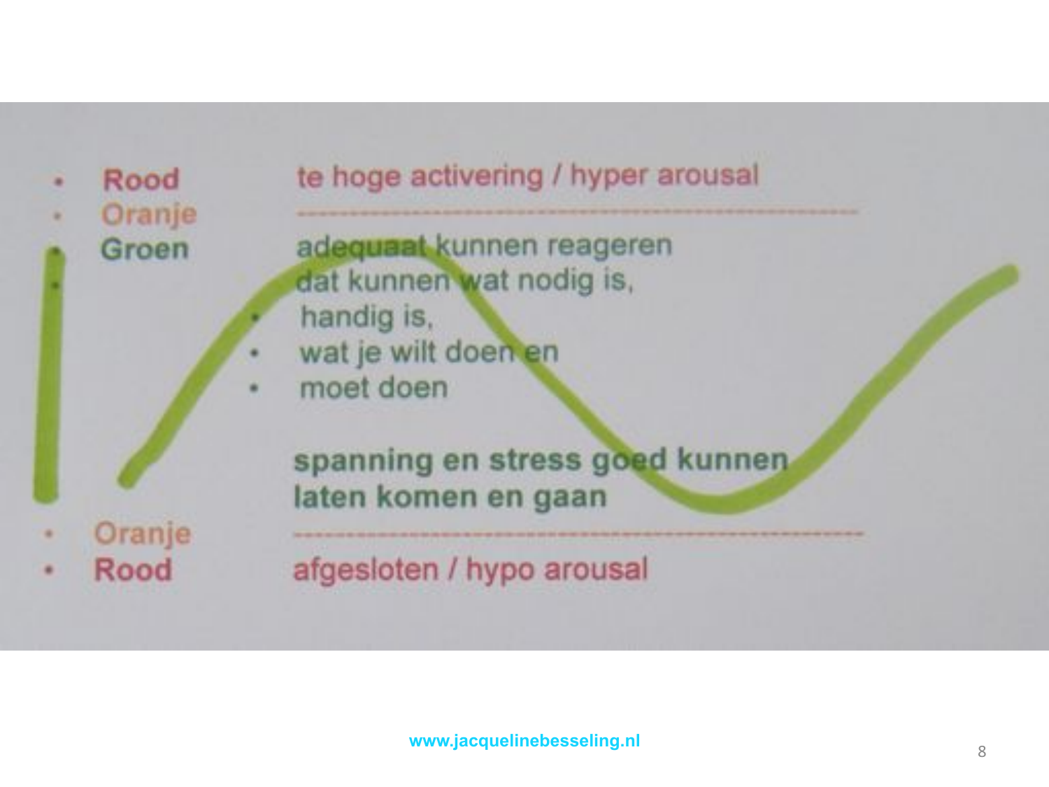- Rood — te hoge activering / hyper arousal
- Oranje

---

- Groen — adequaat kunnen reageren dat kunnen wat nodig is,
  - handig is,
  - wat je wilt doen en
  - moet doen

**spanning en stress goed kunnen laten komen en gaan**

---

- Oranje
- Rood — afgesloten / hypo arousal

www.jacquelinebesseling.nl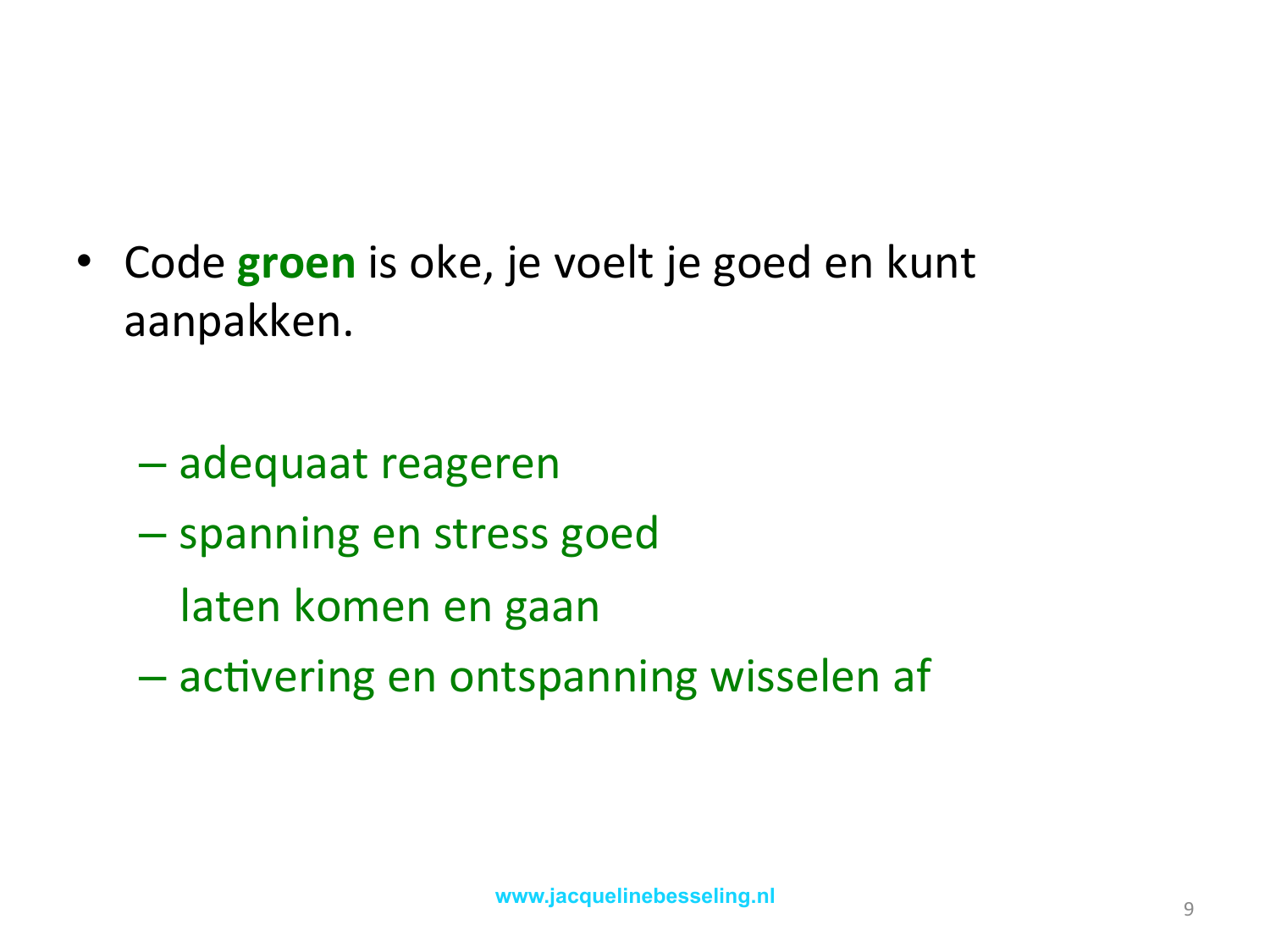- Code **groen** is oke, je voelt je goed en kunt aanpakken.

  - adequaat reageren
  - spanning en stress goed laten komen en gaan
  - activering en ontspanning wisselen af

www.jacquelinebesseling.nl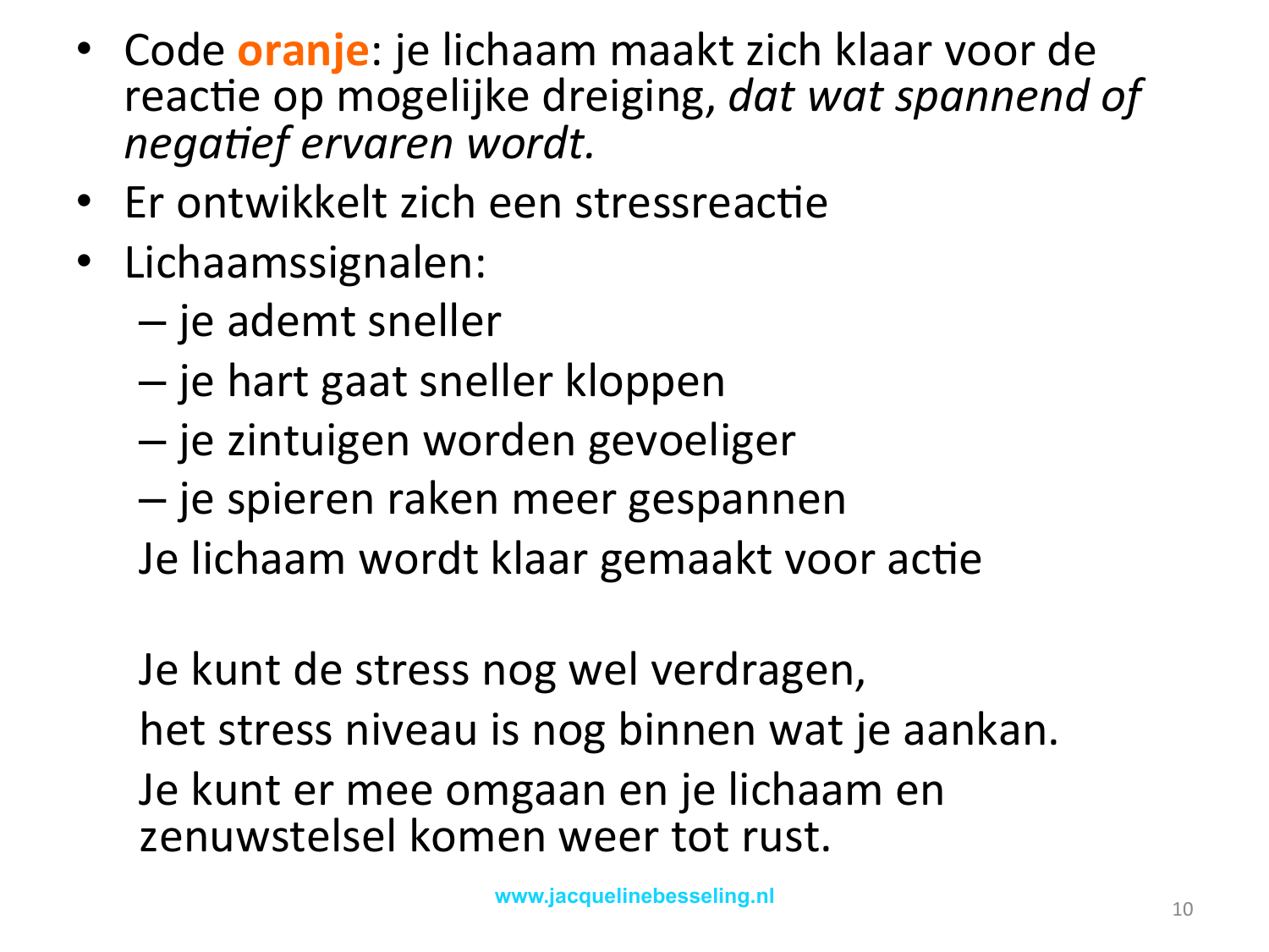- Code **oranje**: je lichaam maakt zich klaar voor de reactie op mogelijke dreiging, *dat wat spannend of negatief ervaren wordt.*
- Er ontwikkelt zich een stressreactie
- Lichaamssignalen:
  - je ademt sneller
  - je hart gaat sneller kloppen
  - je zintuigen worden gevoeliger
  - je spieren raken meer gespannen

  Je lichaam wordt klaar gemaakt voor actie

  Je kunt de stress nog wel verdragen,
  het stress niveau is nog binnen wat je aankan.
  Je kunt er mee omgaan en je lichaam en zenuwstelsel komen weer tot rust.

www.jacquelinebesseling.nl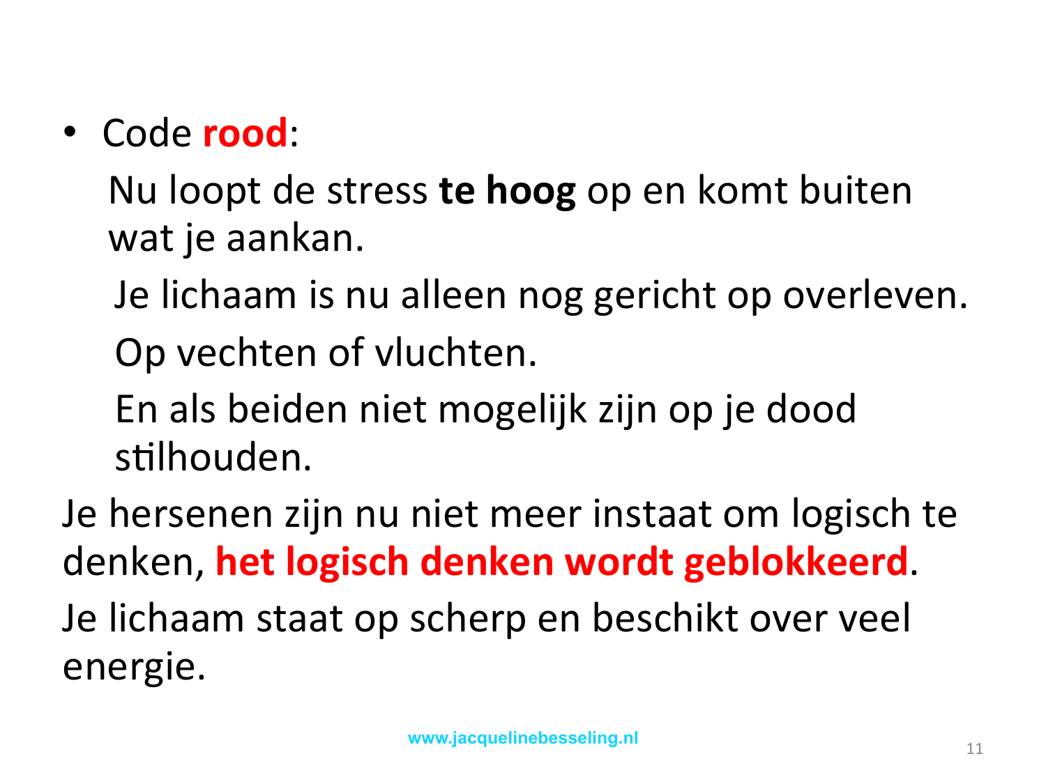- Code **rood**:

  Nu loopt de stress **te hoog** op en komt buiten wat je aankan.

  Je lichaam is nu alleen nog gericht op overleven.

  Op vechten of vluchten.

  En als beiden niet mogelijk zijn op je dood stilhouden.

Je hersenen zijn nu niet meer instaat om logisch te denken, **het logisch denken wordt geblokkeerd**.

Je lichaam staat op scherp en beschikt over veel energie.

www.jacquelinebesseling.nl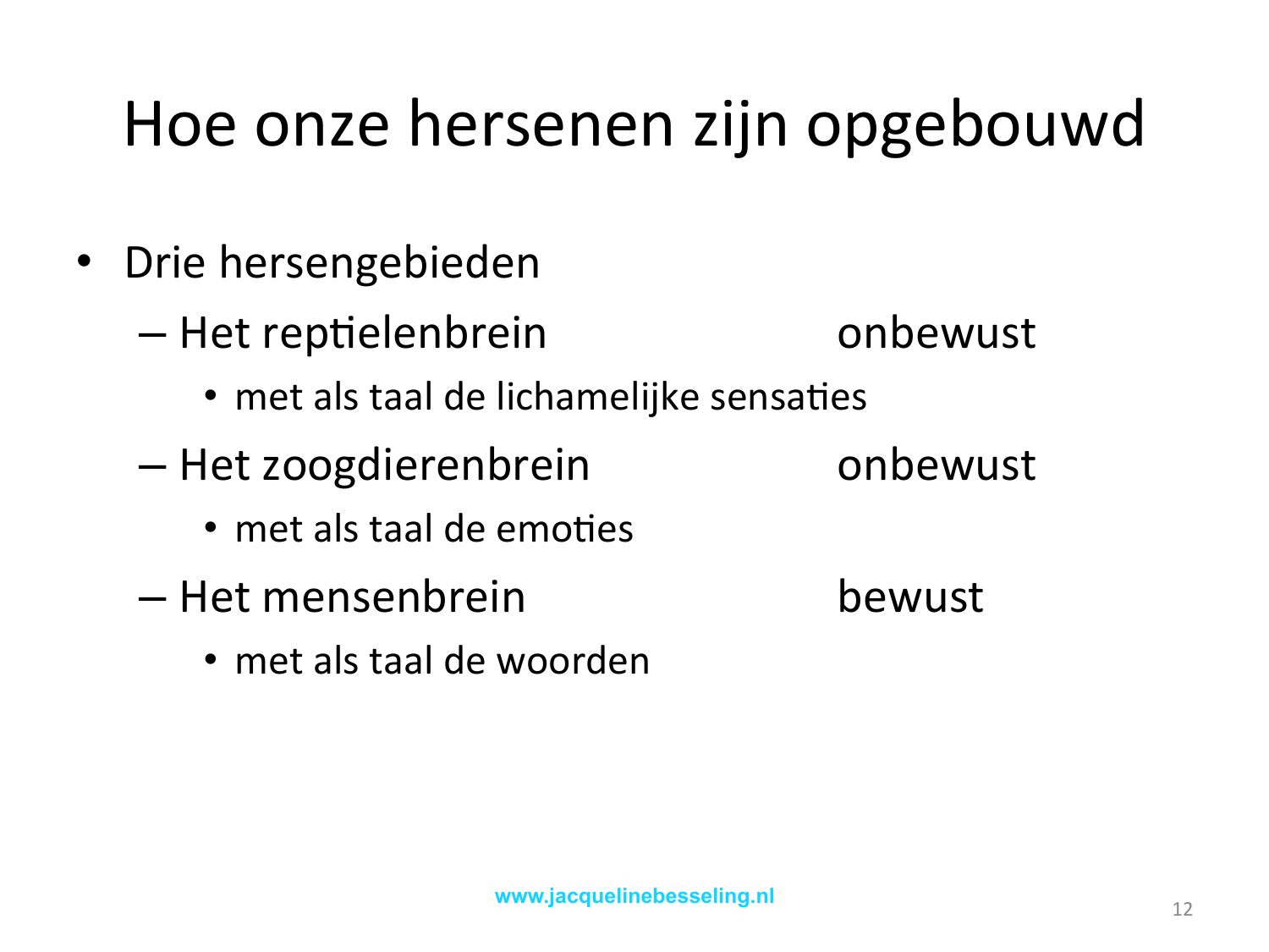# Hoe onze hersenen zijn opgebouwd

- Drie hersengebieden
  - Het reptielenbrein — onbewust
    - met als taal de lichamelijke sensaties
  - Het zoogdierenbrein — onbewust
    - met als taal de emoties
  - Het mensenbrein — bewust
    - met als taal de woorden

www.jacquelinebesseling.nl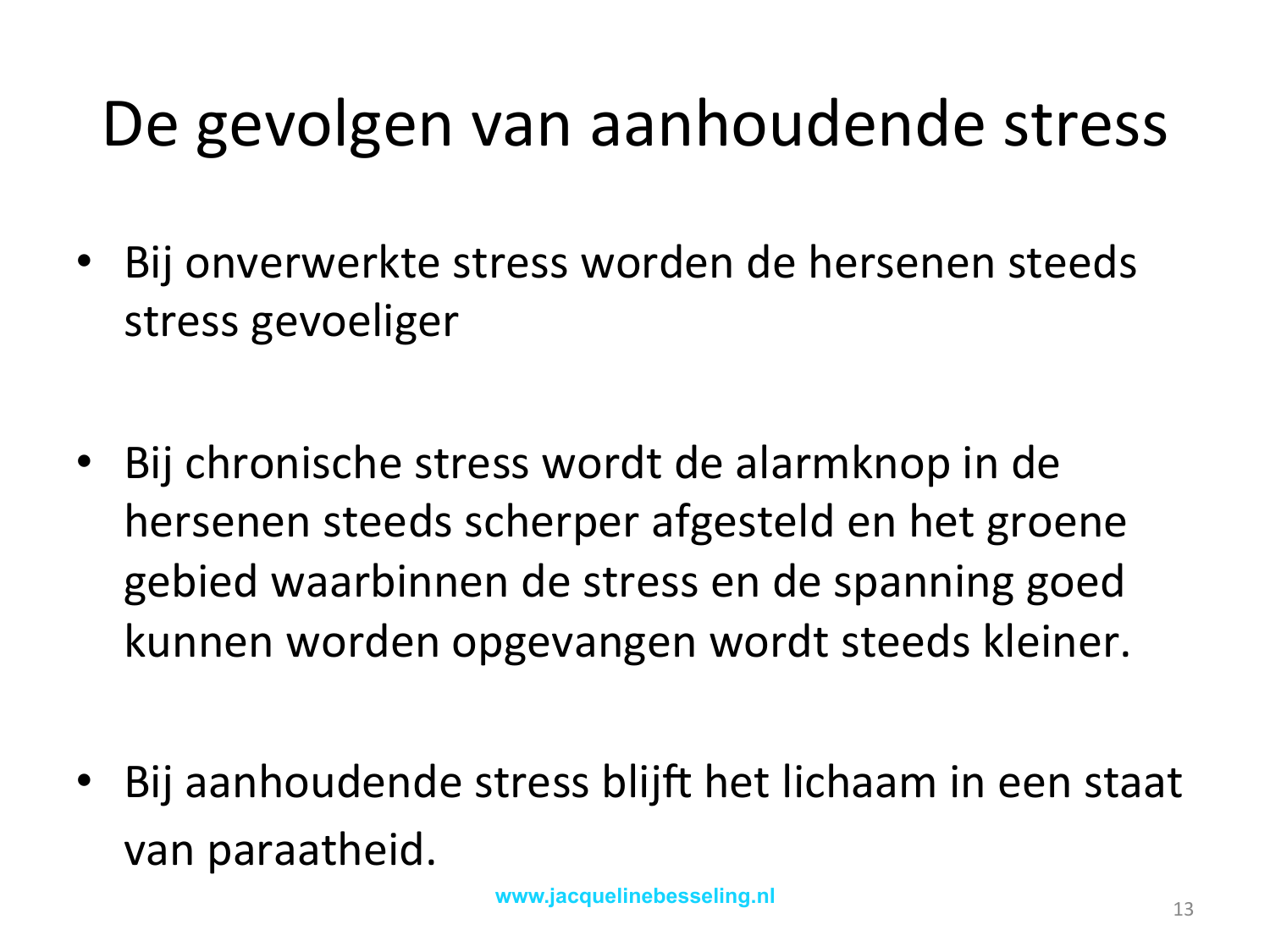# De gevolgen van aanhoudende stress

- Bij onverwerkte stress worden de hersenen steeds stress gevoeliger

- Bij chronische stress wordt de alarmknop in de hersenen steeds scherper afgesteld en het groene gebied waarbinnen de stress en de spanning goed kunnen worden opgevangen wordt steeds kleiner.

- Bij aanhoudende stress blijft het lichaam in een staat van paraatheid.

www.jacquelinebesseling.nl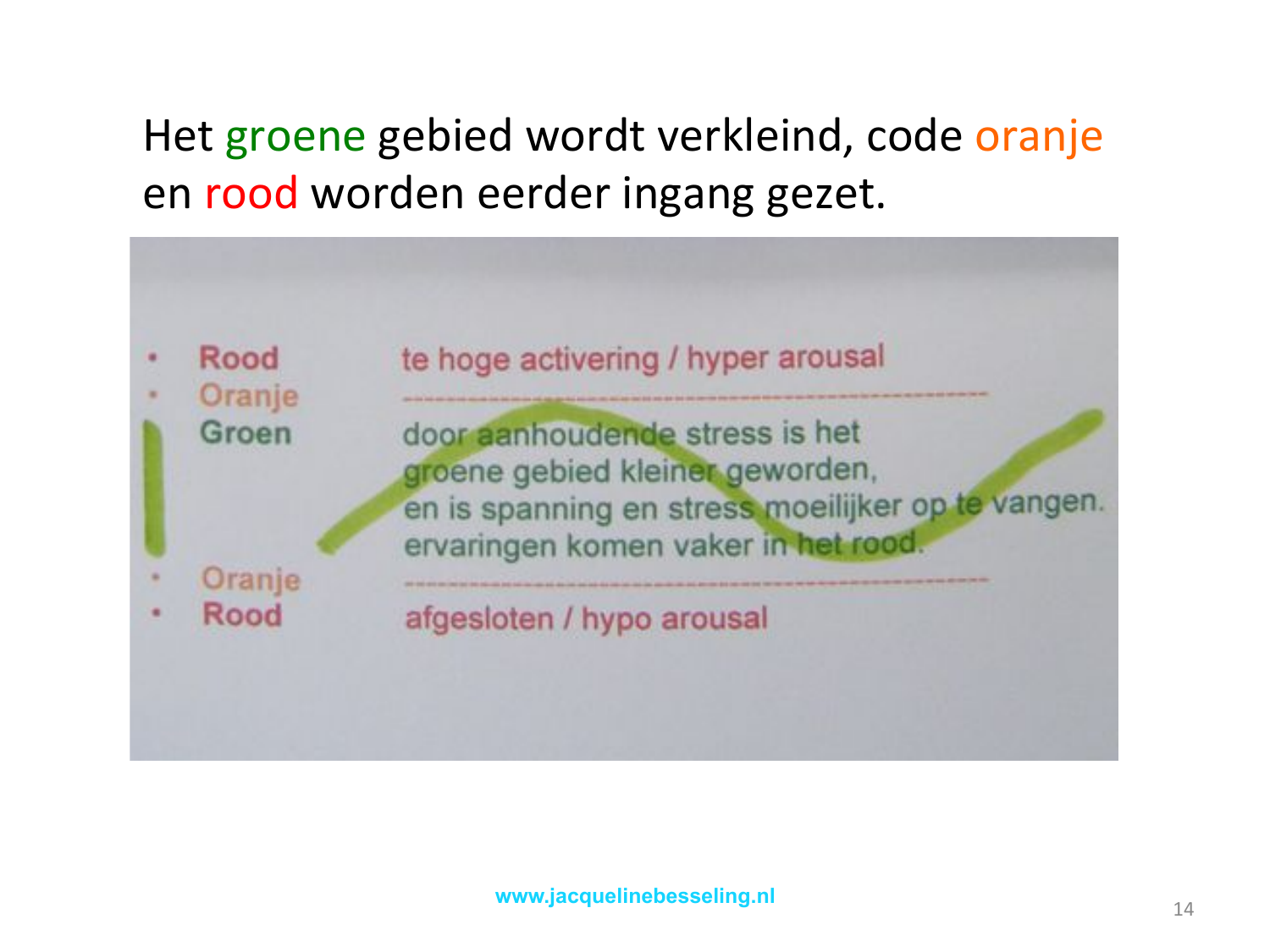# Het groene gebied wordt verkleind, code oranje en rood worden eerder ingang gezet.

- **Rood** te hoge activering / hyper arousal
- **Oranje**

**Groen** door aanhoudende stress is het groene gebied kleiner geworden, en is spanning en stress moeilijker op te vangen. ervaringen komen vaker in het rood.

- **Oranje**
- **Rood** afgesloten / hypo arousal

www.jacquelinebesseling.nl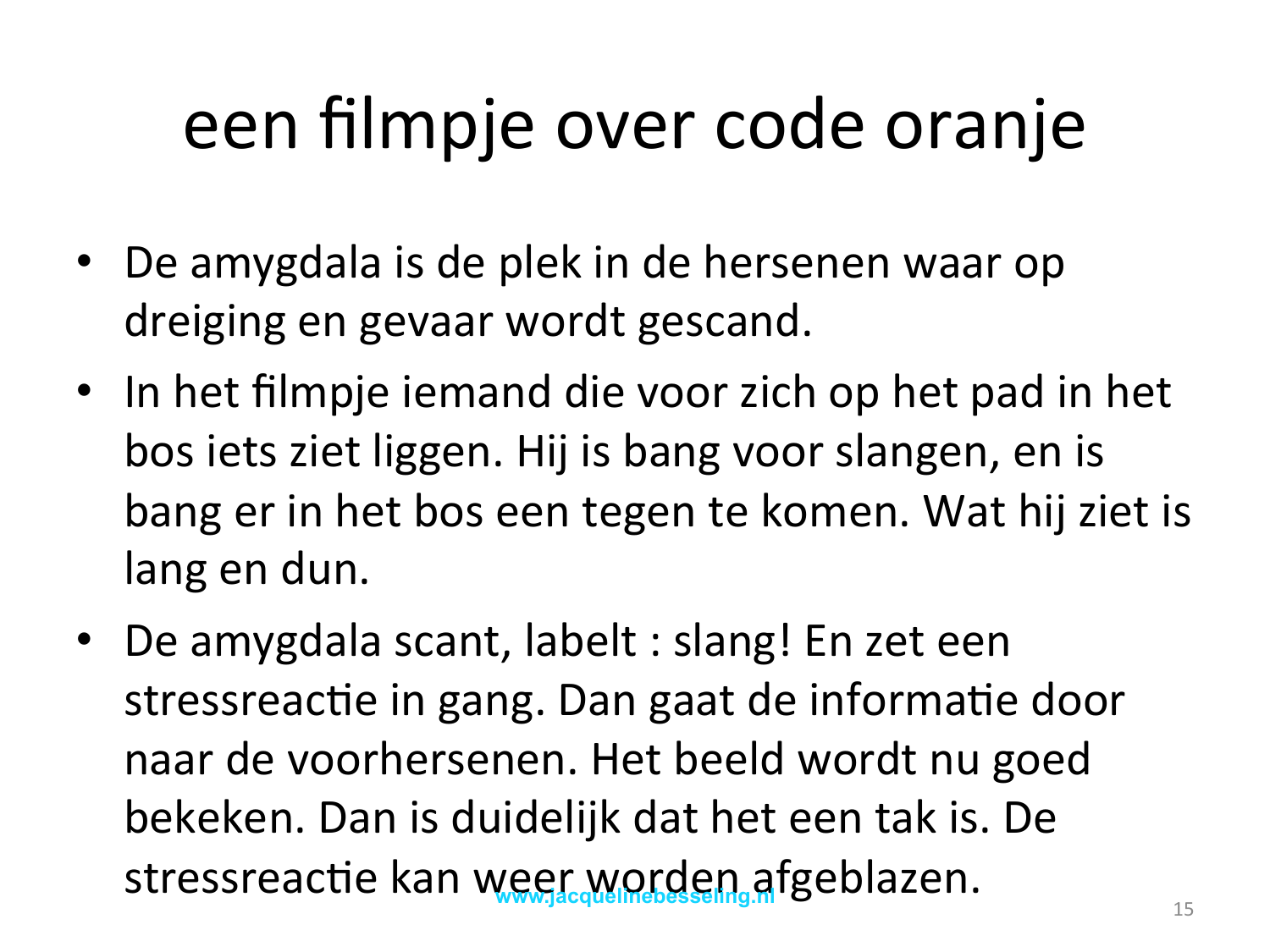# een filmpje over code oranje

- De amygdala is de plek in de hersenen waar op dreiging en gevaar wordt gescand.
- In het filmpje iemand die voor zich op het pad in het bos iets ziet liggen. Hij is bang voor slangen, en is bang er in het bos een tegen te komen. Wat hij ziet is lang en dun.
- De amygdala scant, labelt : slang! En zet een stressreactie in gang. Dan gaat de informatie door naar de voorhersenen. Het beeld wordt nu goed bekeken. Dan is duidelijk dat het een tak is. De stressreactie kan weer worden afgeblazen.

www.jacquelinebesseling.nl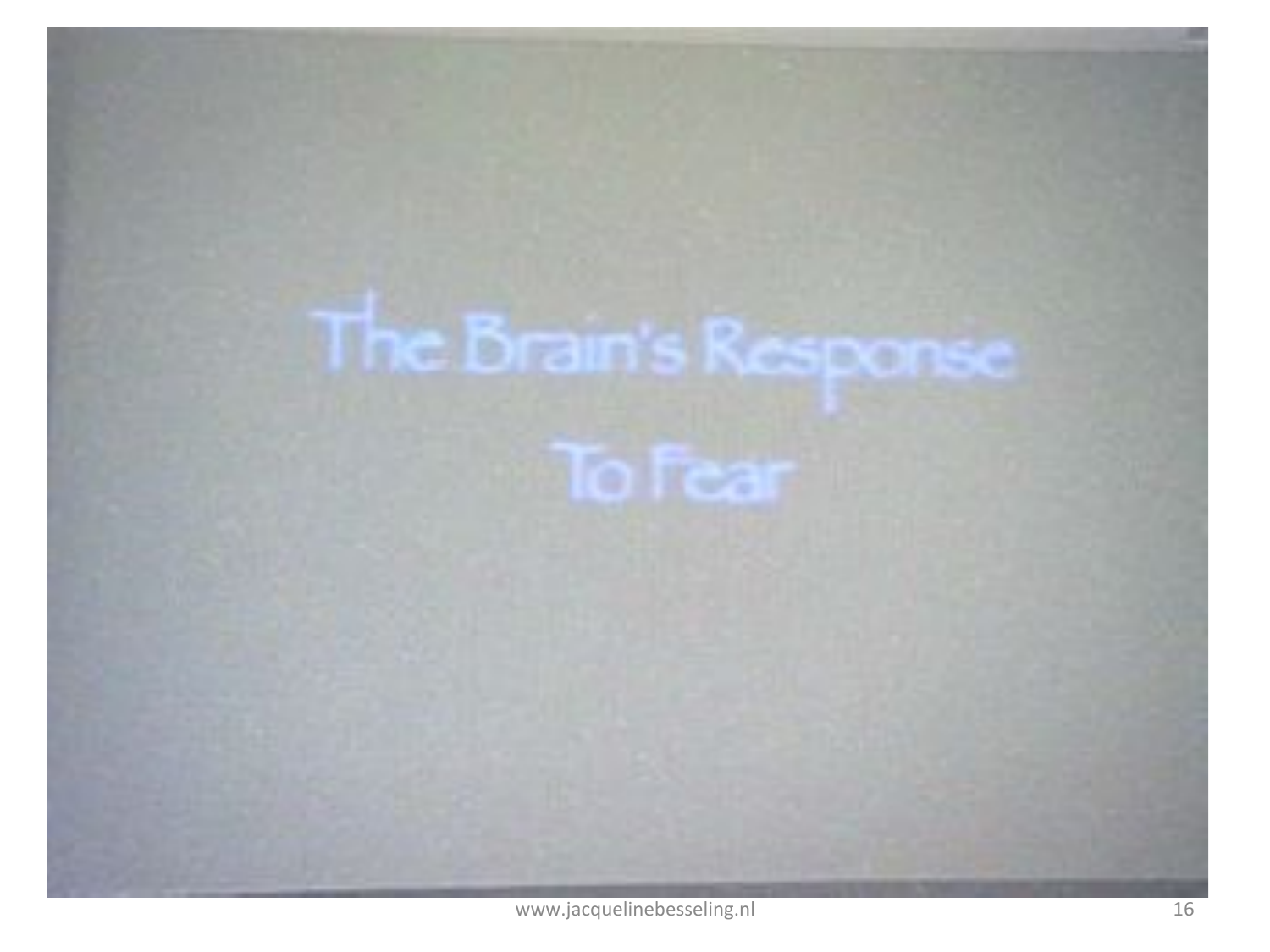# The Brain's Response To Fear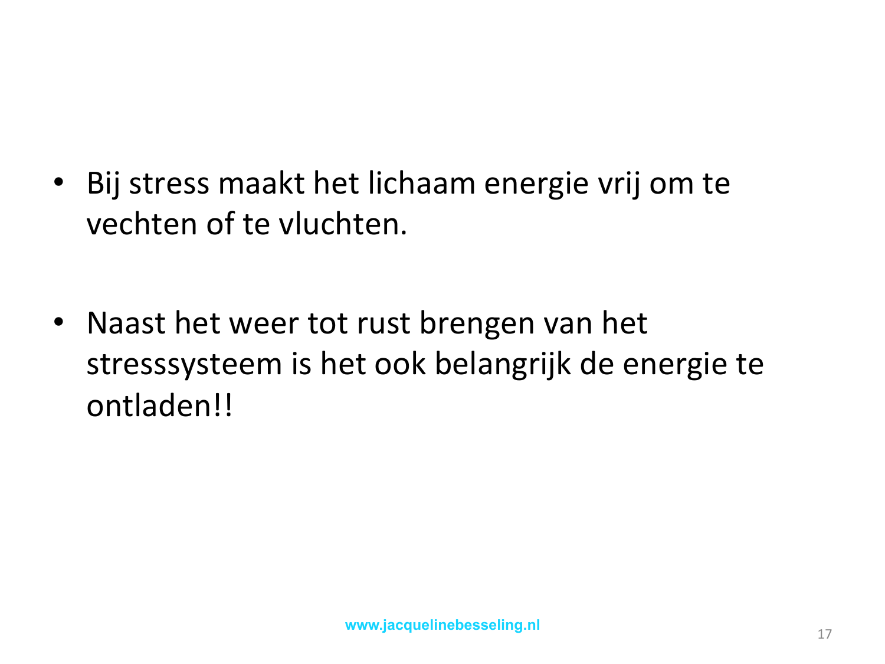- Bij stress maakt het lichaam energie vrij om te vechten of te vluchten.

- Naast het weer tot rust brengen van het stresssysteem is het ook belangrijk de energie te ontladen!!

www.jacquelinebesseling.nl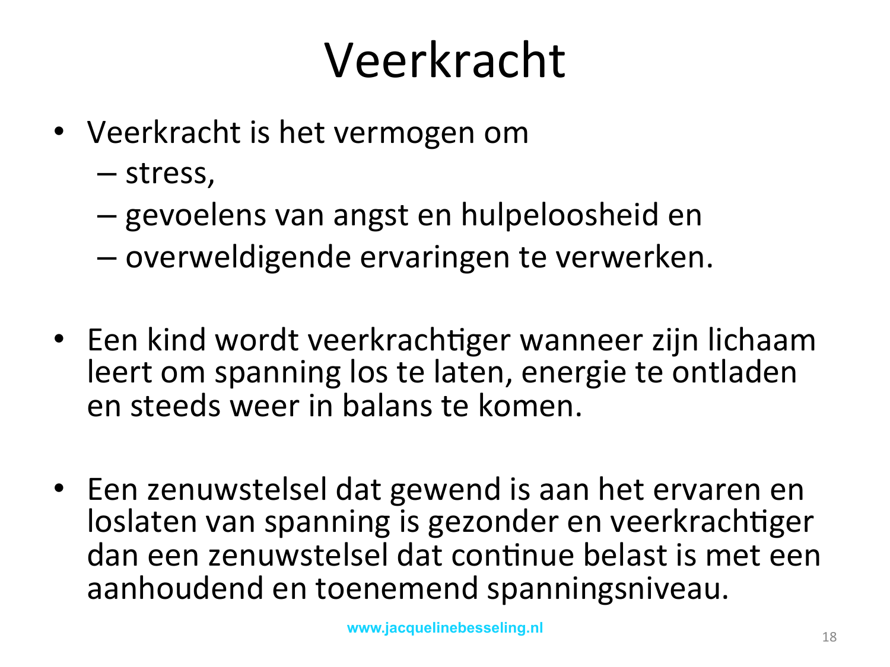# Veerkracht

- Veerkracht is het vermogen om
  - stress,
  - gevoelens van angst en hulpeloosheid en
  - overweldigende ervaringen te verwerken.

- Een kind wordt veerkrachtiger wanneer zijn lichaam leert om spanning los te laten, energie te ontladen en steeds weer in balans te komen.

- Een zenuwstelsel dat gewend is aan het ervaren en loslaten van spanning is gezonder en veerkrachtiger dan een zenuwstelsel dat continue belast is met een aanhoudend en toenemend spanningsniveau.

www.jacquelinebesseling.nl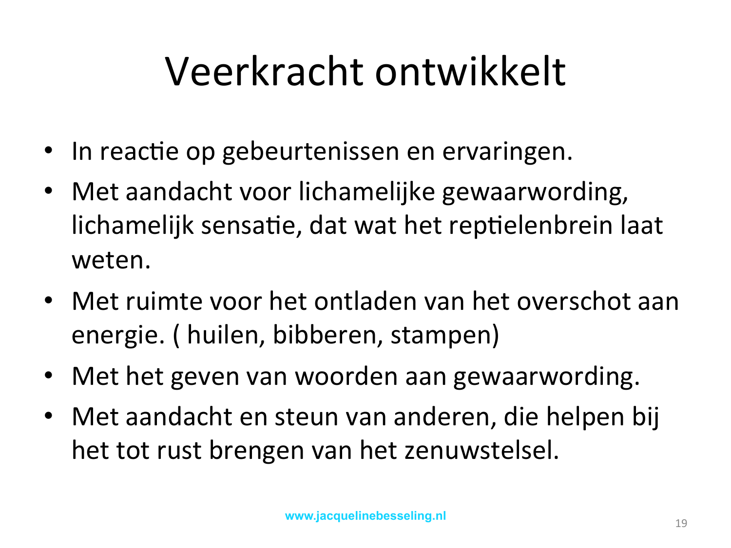# Veerkracht ontwikkelt

- In reactie op gebeurtenissen en ervaringen.
- Met aandacht voor lichamelijke gewaarwording, lichamelijk sensatie, dat wat het reptielenbrein laat weten.
- Met ruimte voor het ontladen van het overschot aan energie. ( huilen, bibberen, stampen)
- Met het geven van woorden aan gewaarwording.
- Met aandacht en steun van anderen, die helpen bij het tot rust brengen van het zenuwstelsel.

www.jacquelinebesseling.nl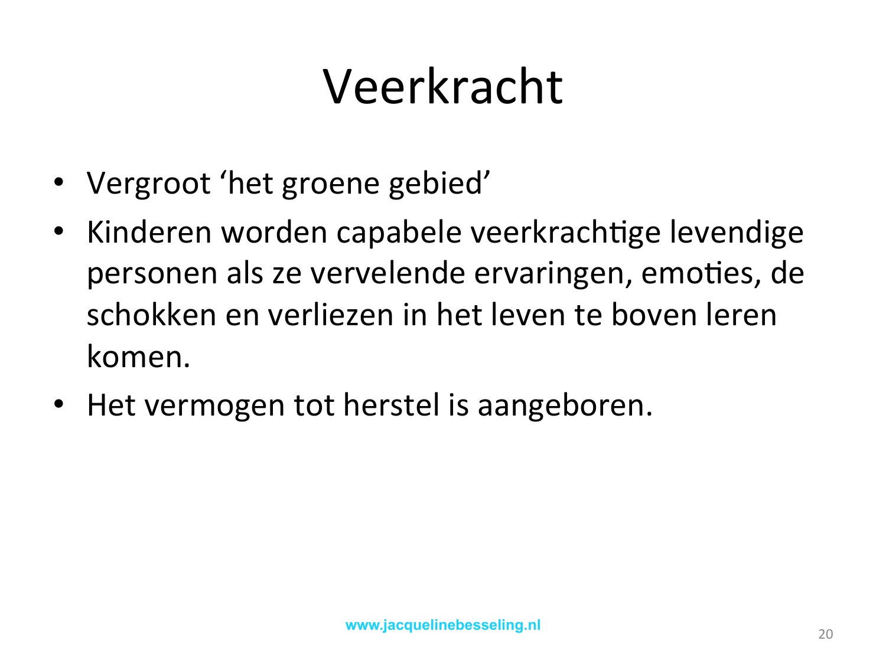# Veerkracht

- Vergroot 'het groene gebied'
- Kinderen worden capabele veerkrachtige levendige personen als ze vervelende ervaringen, emoties, de schokken en verliezen in het leven te boven leren komen.
- Het vermogen tot herstel is aangeboren.

www.jacquelinebesseling.nl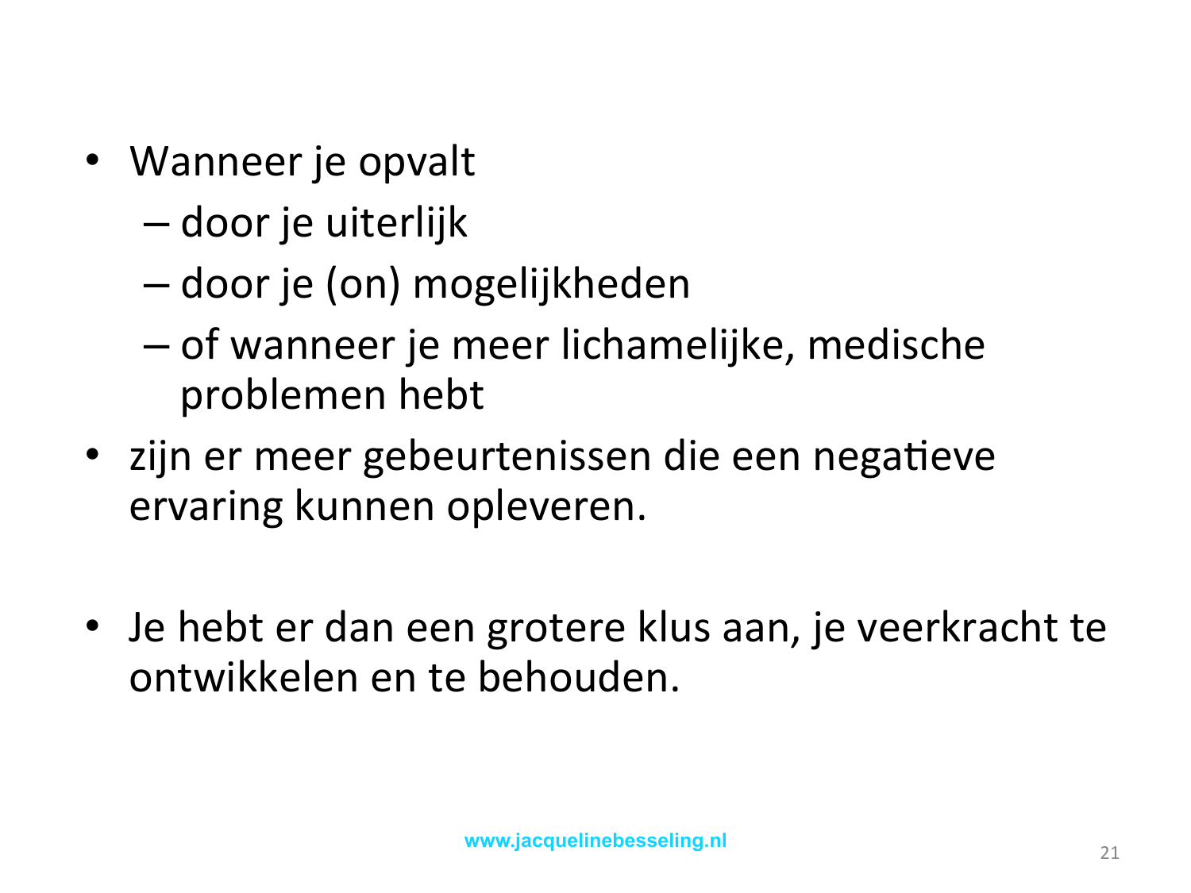- Wanneer je opvalt
  - door je uiterlijk
  - door je (on) mogelijkheden
  - of wanneer je meer lichamelijke, medische problemen hebt
- zijn er meer gebeurtenissen die een negatieve ervaring kunnen opleveren.

- Je hebt er dan een grotere klus aan, je veerkracht te ontwikkelen en te behouden.

www.jacquelinebesseling.nl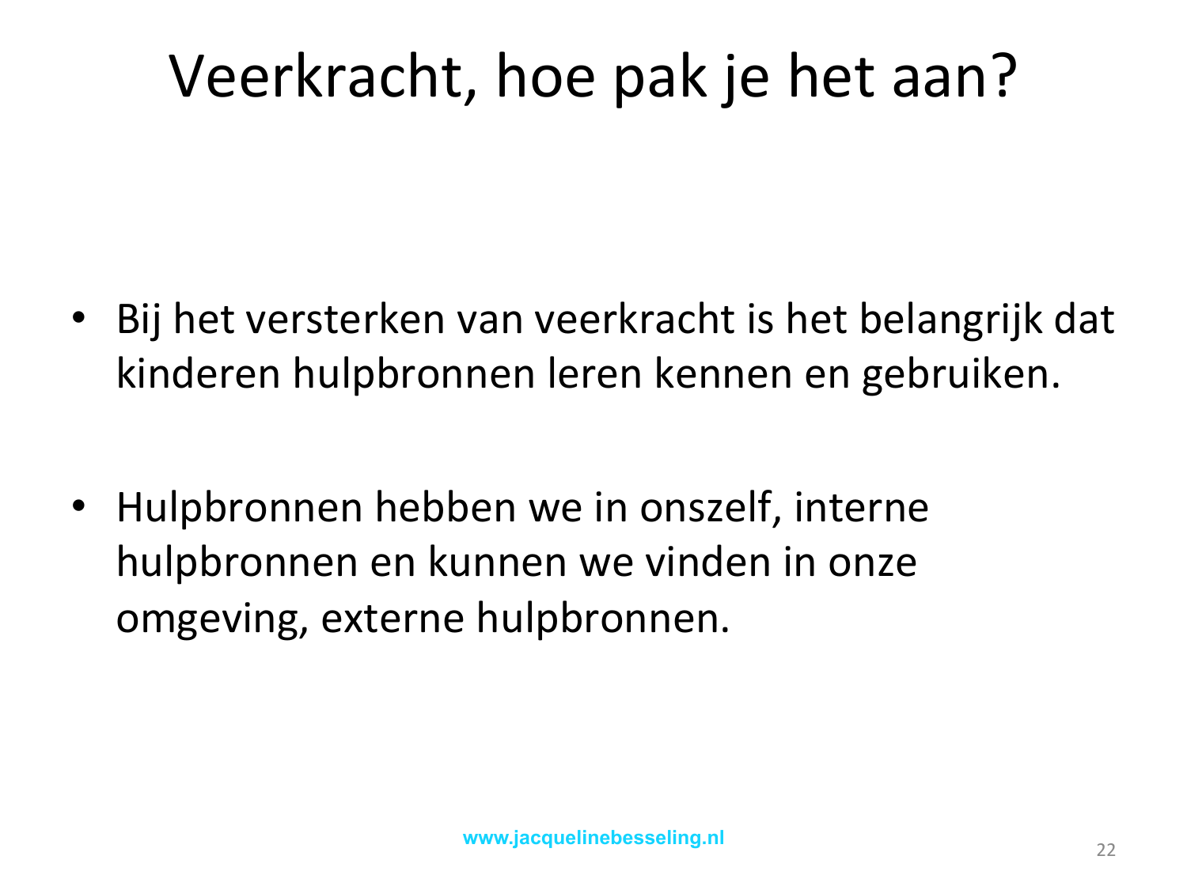# Veerkracht, hoe pak je het aan?

- Bij het versterken van veerkracht is het belangrijk dat kinderen hulpbronnen leren kennen en gebruiken.

- Hulpbronnen hebben we in onszelf, interne hulpbronnen en kunnen we vinden in onze omgeving, externe hulpbronnen.

www.jacquelinebesseling.nl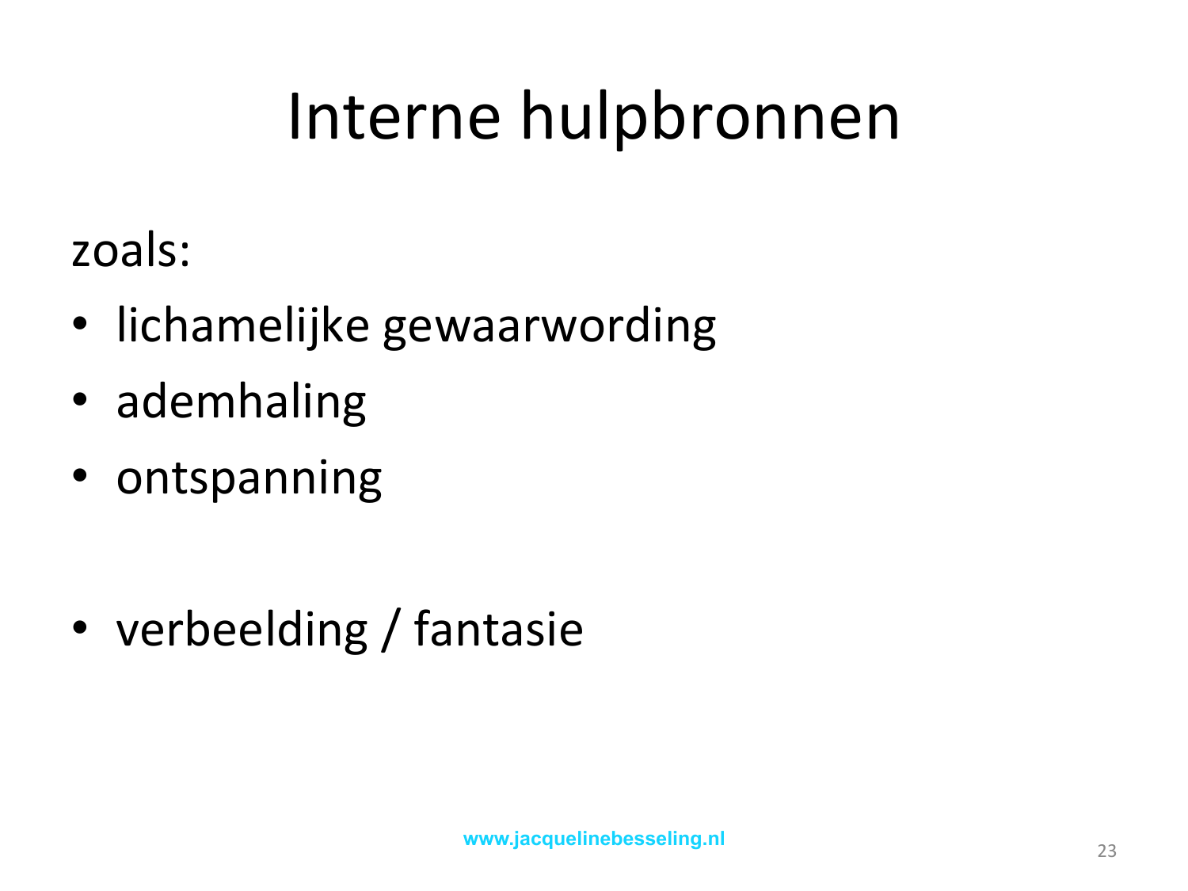# Interne hulpbronnen

zoals:

- lichamelijke gewaarwording
- ademhaling
- ontspanning

- verbeelding / fantasie

www.jacquelinebesseling.nl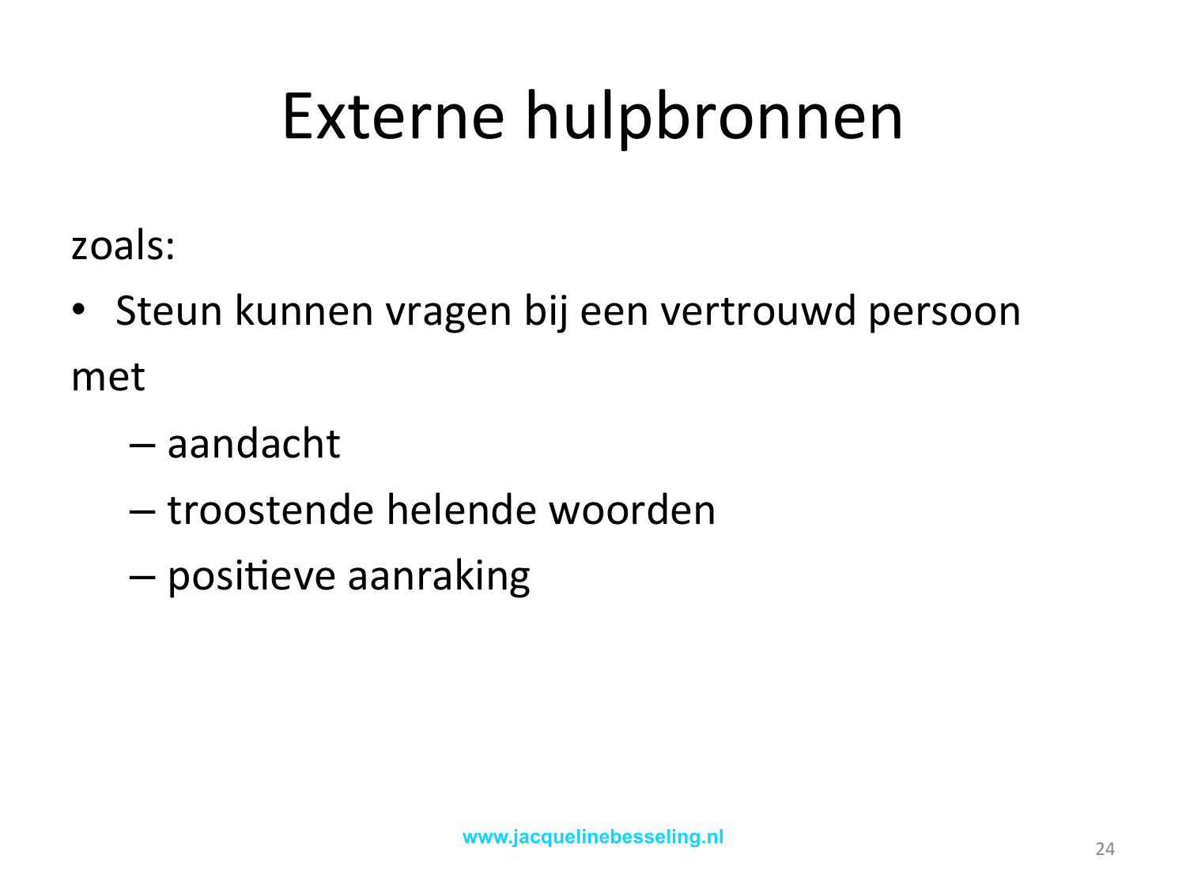# Externe hulpbronnen

zoals:

- Steun kunnen vragen bij een vertrouwd persoon

met

  - aandacht
  - troostende helende woorden
  - positieve aanraking

www.jacquelinebesseling.nl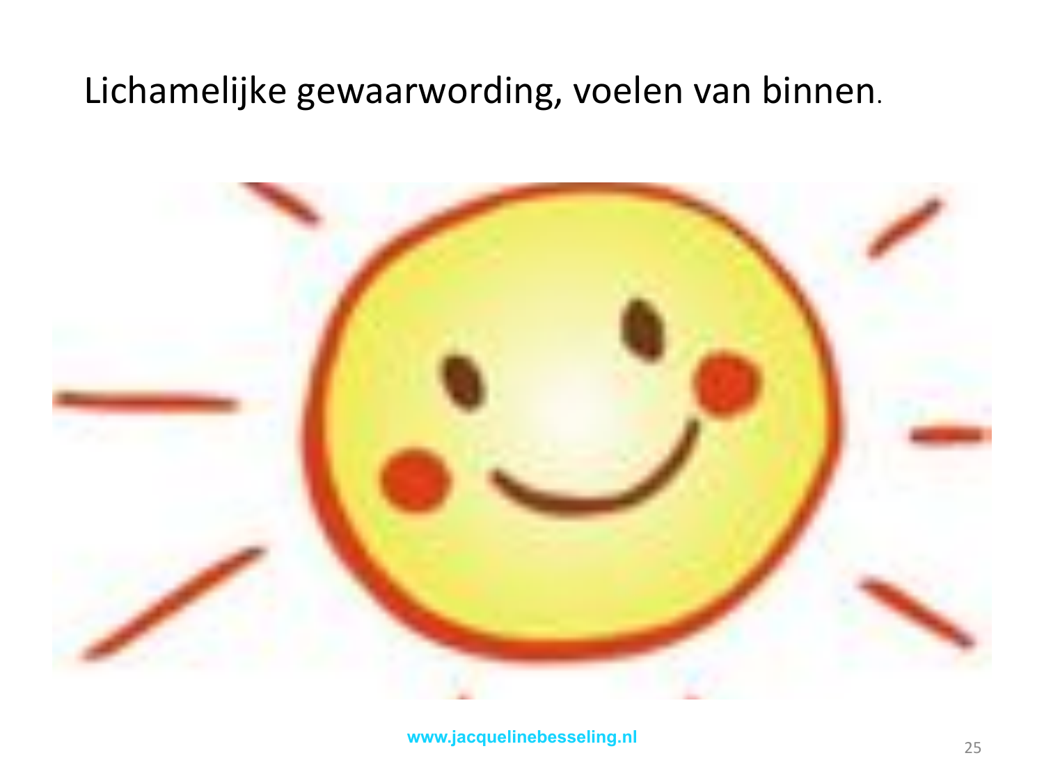# Lichamelijke gewaarwording, voelen van binnen.

www.jacquelinebesseling.nl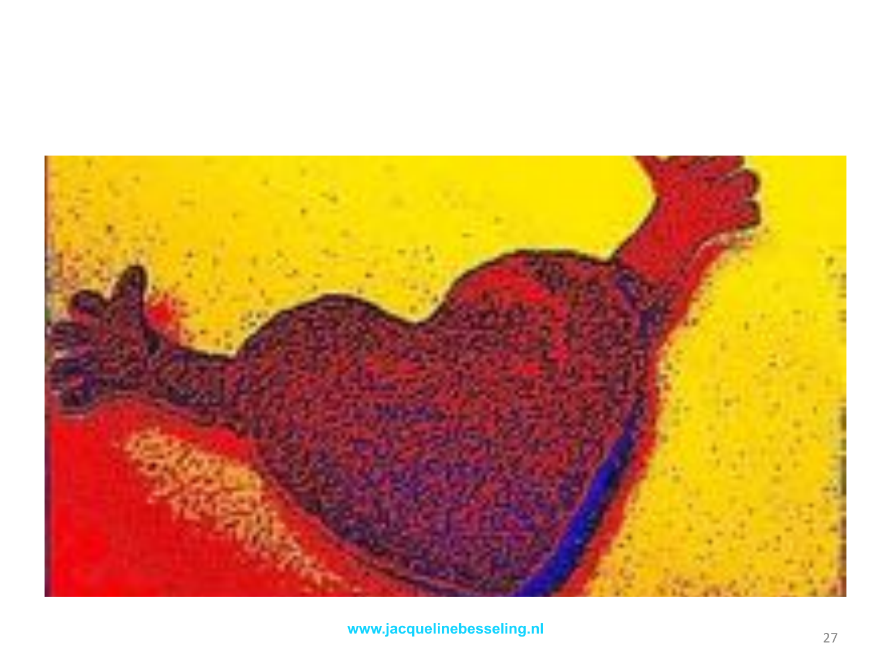www.jacquelinebesseling.nl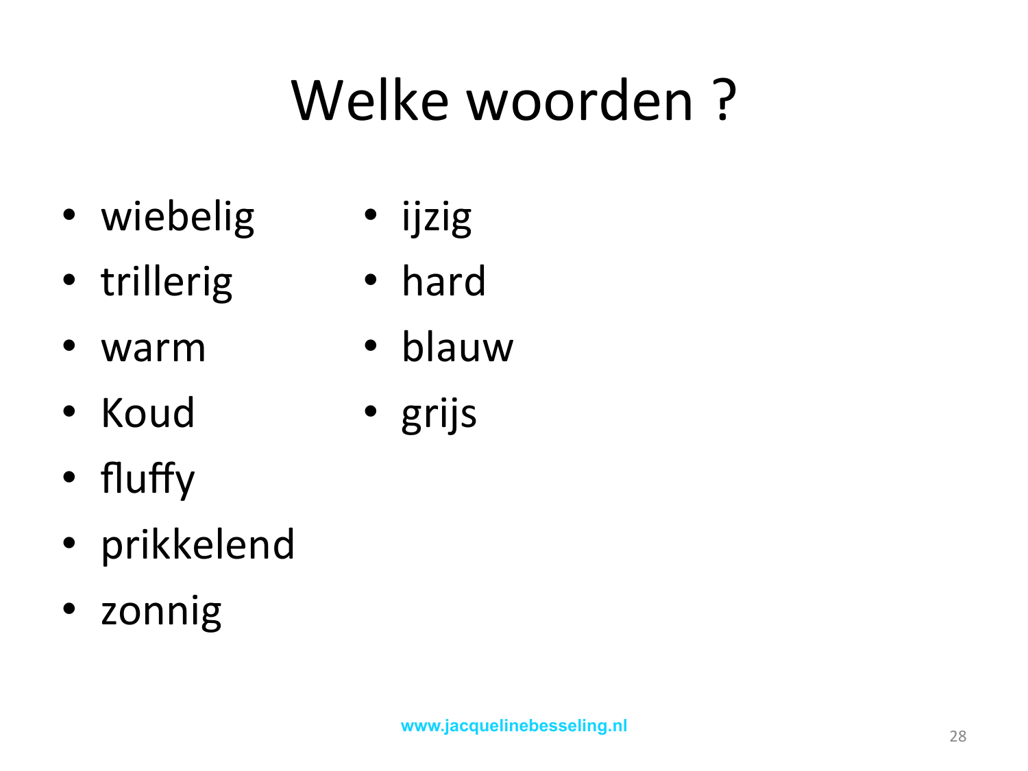# Welke woorden ?

- wiebelig
- trillerig
- warm
- Koud
- fluffy
- prikkelend
- zonnig
- ijzig
- hard
- blauw
- grijs

www.jacquelinebesseling.nl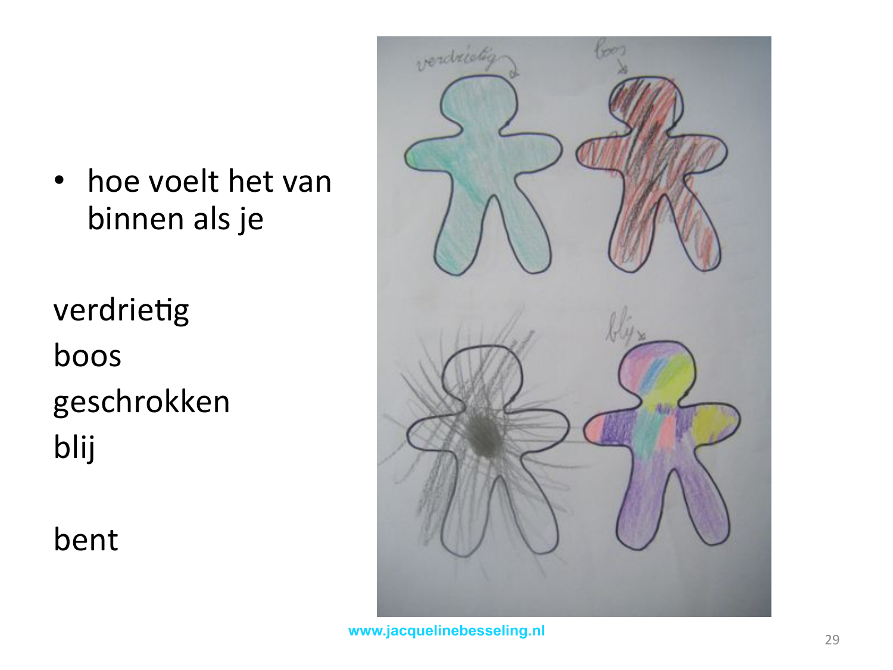- hoe voelt het van binnen als je

verdrietig
boos
geschrokken
blij

bent

www.jacquelinebesseling.nl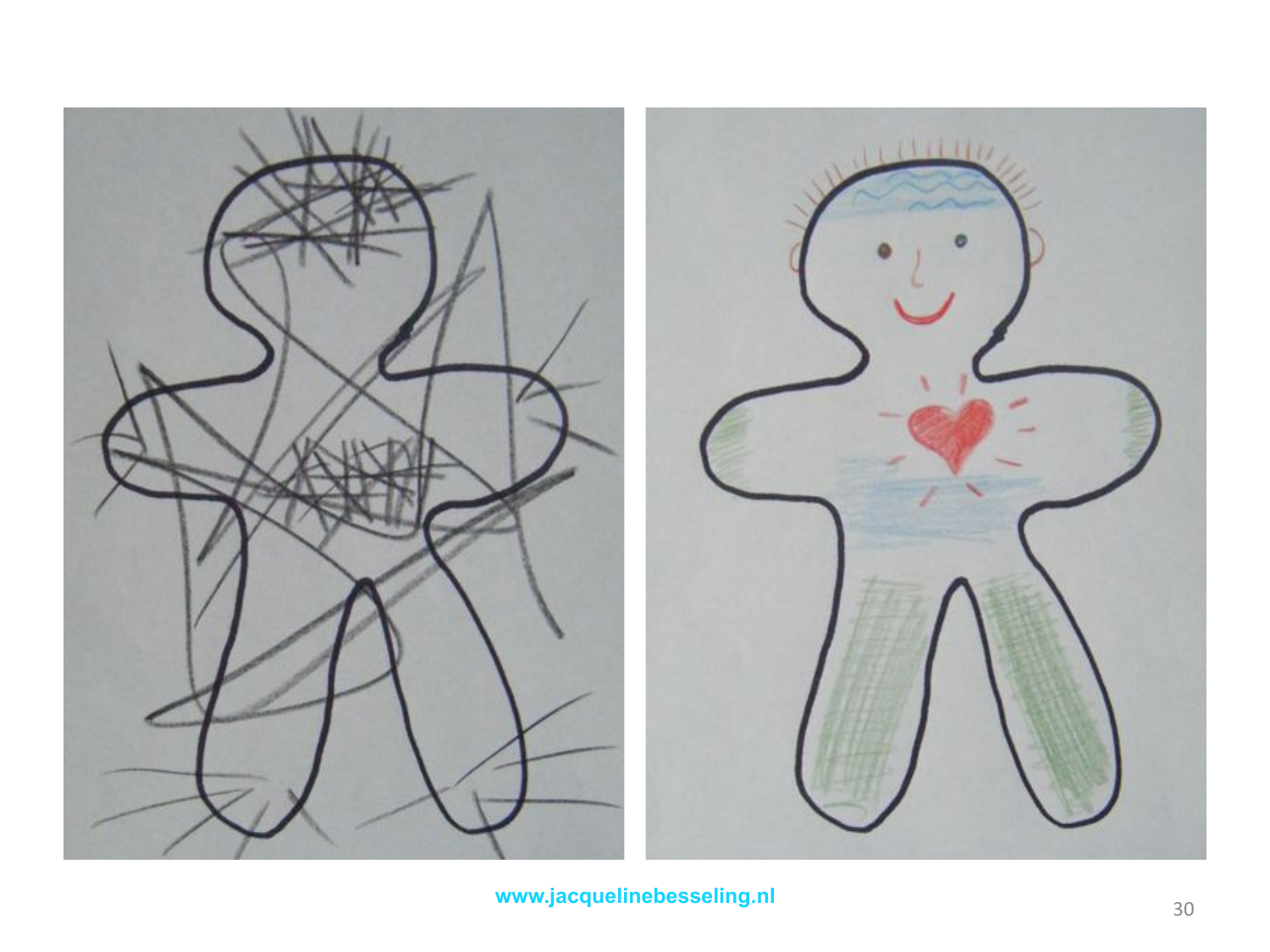www.jacquelinebesseling.nl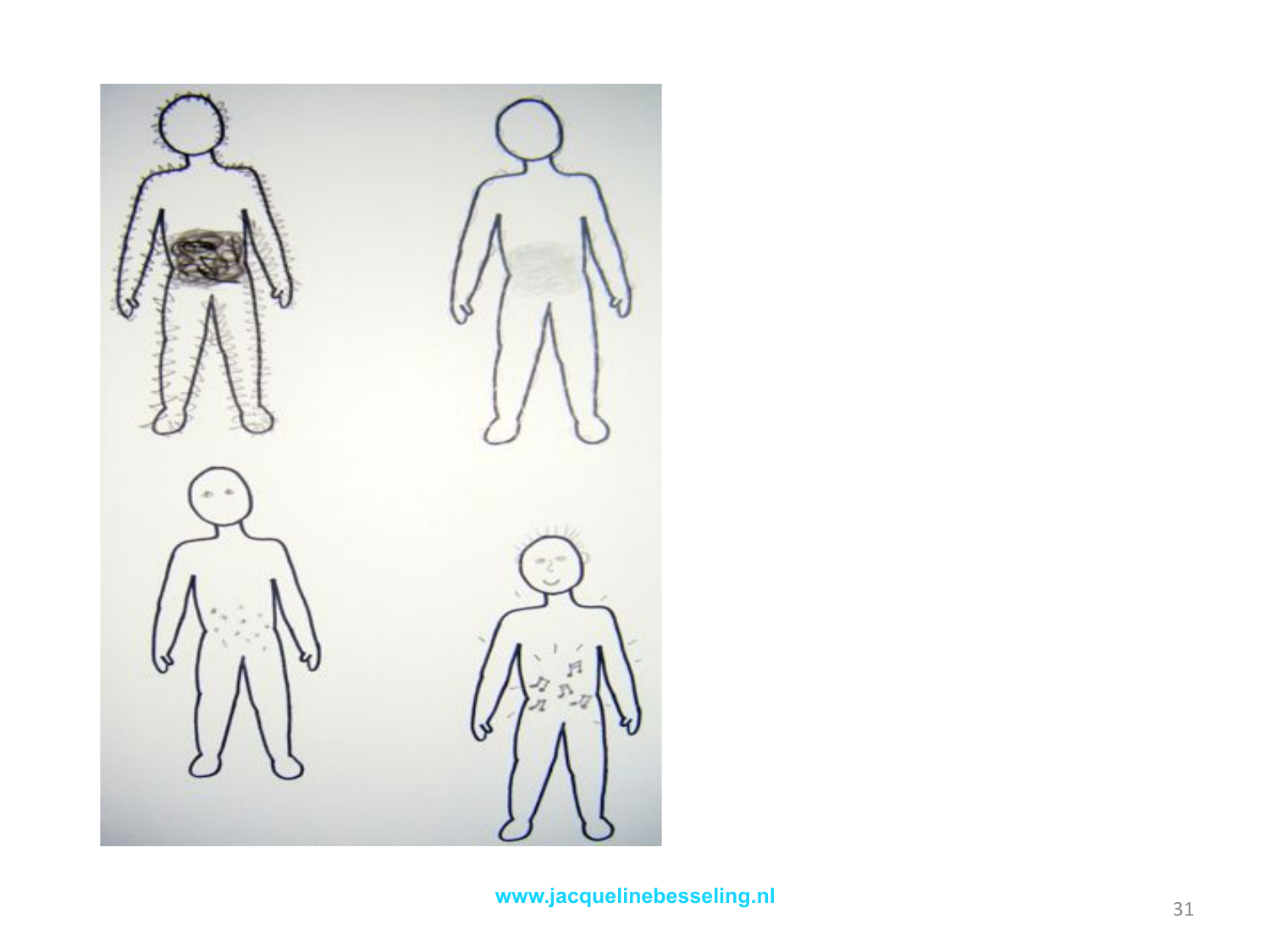www.jacquelinebesseling.nl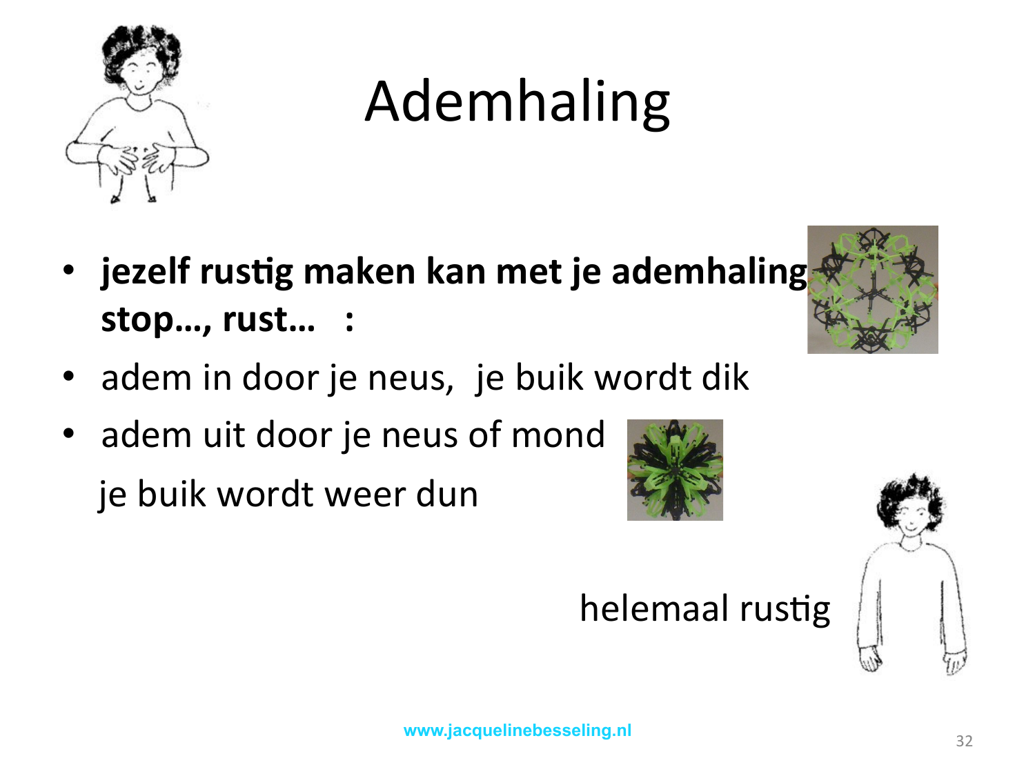# Ademhaling

- **jezelf rustig maken kan met je ademhaling stop…, rust… :**
- adem in door je neus, je buik wordt dik
- adem uit door je neus of mond
  je buik wordt weer dun

helemaal rustig

www.jacquelinebesseling.nl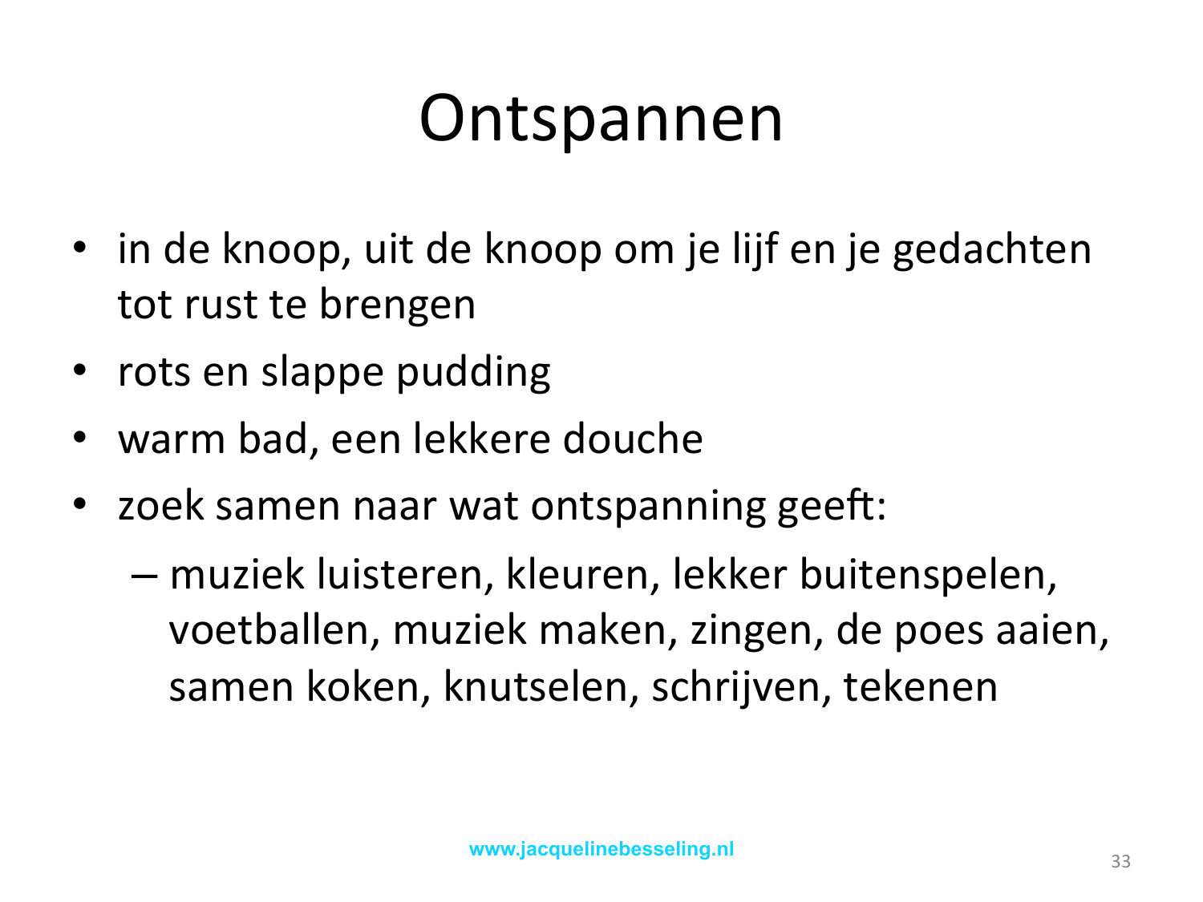# Ontspannen

- in de knoop, uit de knoop om je lijf en je gedachten tot rust te brengen
- rots en slappe pudding
- warm bad, een lekkere douche
- zoek samen naar wat ontspanning geeft:
  - muziek luisteren, kleuren, lekker buitenspelen, voetballen, muziek maken, zingen, de poes aaien, samen koken, knutselen, schrijven, tekenen

www.jacquelinebesseling.nl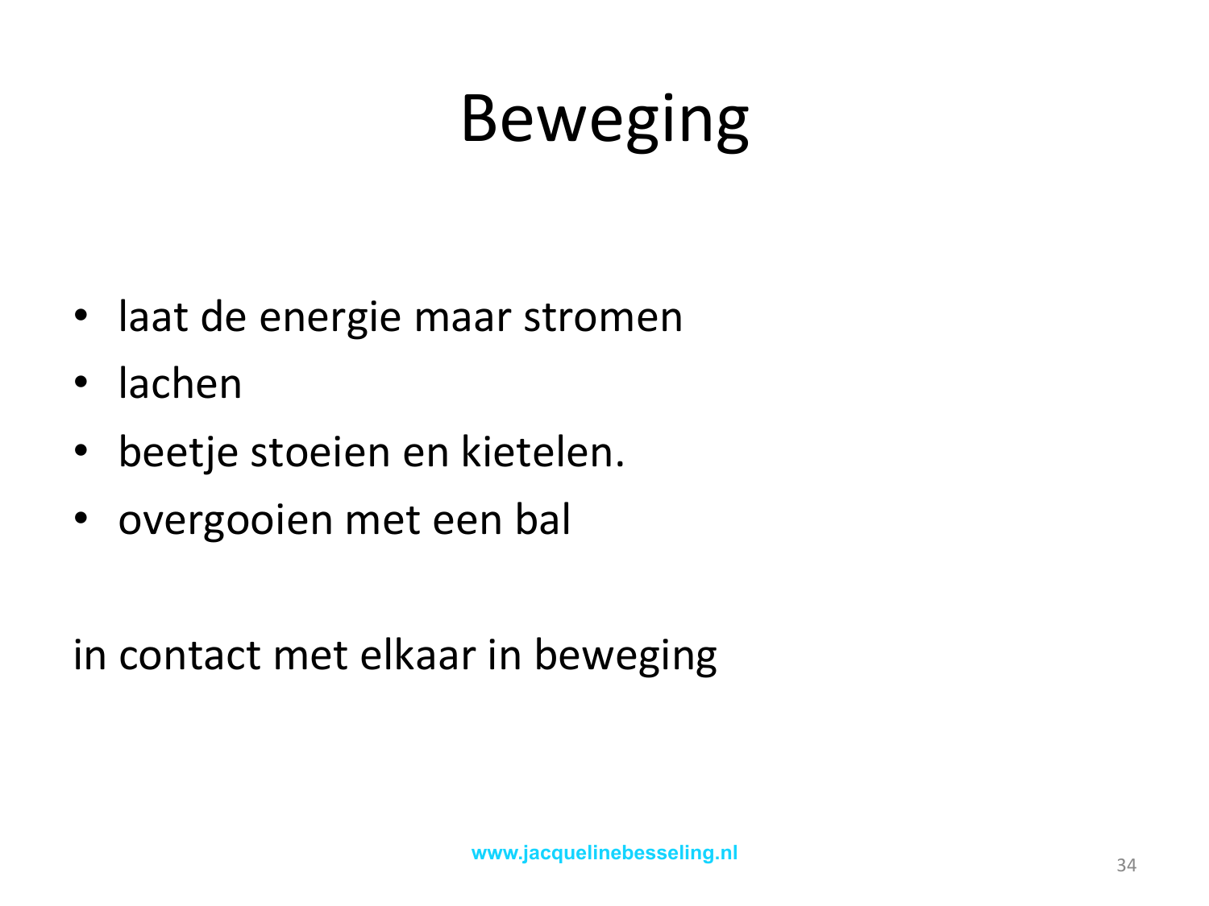# Beweging

- laat de energie maar stromen
- lachen
- beetje stoeien en kietelen.
- overgooien met een bal

in contact met elkaar in beweging

www.jacquelinebesseling.nl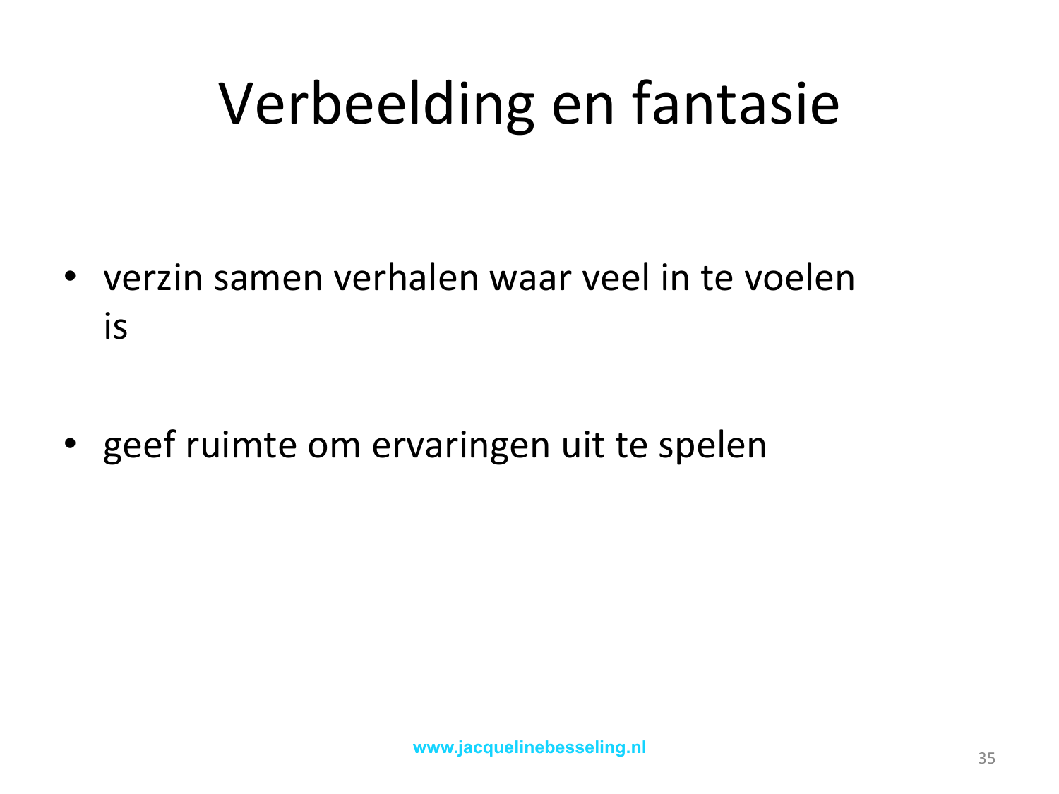# Verbeelding en fantasie

- verzin samen verhalen waar veel in te voelen is
- geef ruimte om ervaringen uit te spelen

www.jacquelinebesseling.nl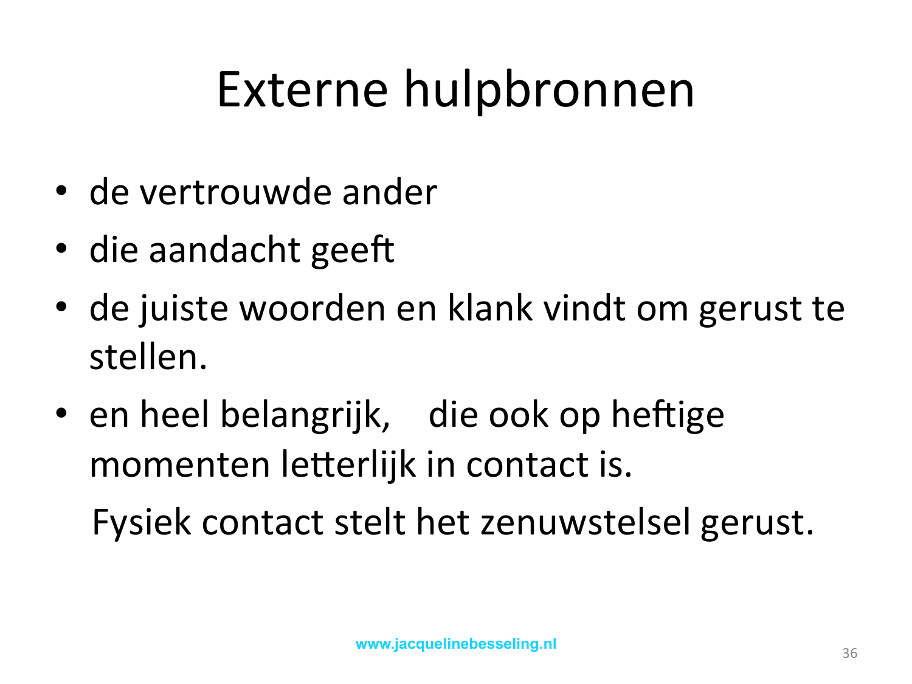# Externe hulpbronnen

- de vertrouwde ander
- die aandacht geeft
- de juiste woorden en klank vindt om gerust te stellen.
- en heel belangrijk,    die ook op heftige momenten letterlijk in contact is.

  Fysiek contact stelt het zenuwstelsel gerust.

www.jacquelinebesseling.nl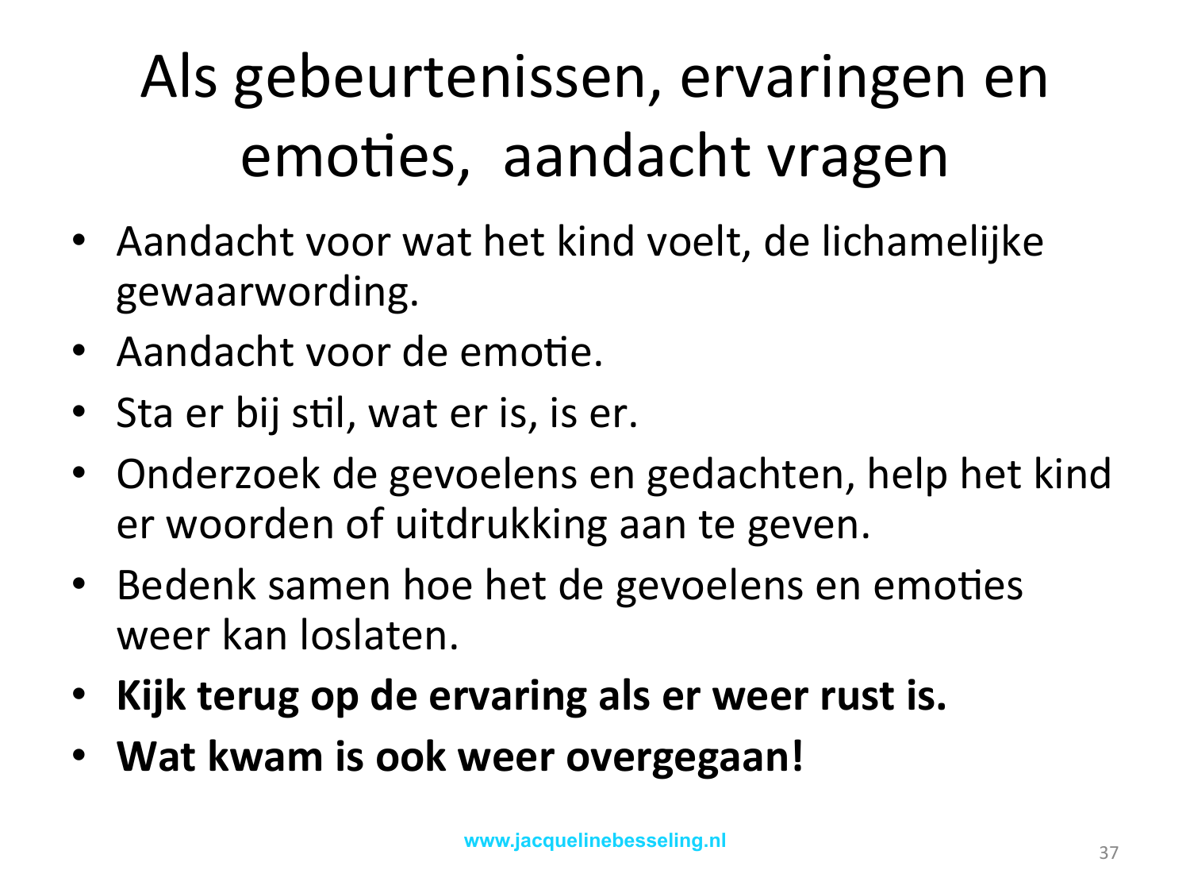# Als gebeurtenissen, ervaringen en emoties, aandacht vragen

- Aandacht voor wat het kind voelt, de lichamelijke gewaarwording.
- Aandacht voor de emotie.
- Sta er bij stil, wat er is, is er.
- Onderzoek de gevoelens en gedachten, help het kind er woorden of uitdrukking aan te geven.
- Bedenk samen hoe het de gevoelens en emoties weer kan loslaten.
- **Kijk terug op de ervaring als er weer rust is.**
- **Wat kwam is ook weer overgegaan!**

www.jacquelinebesseling.nl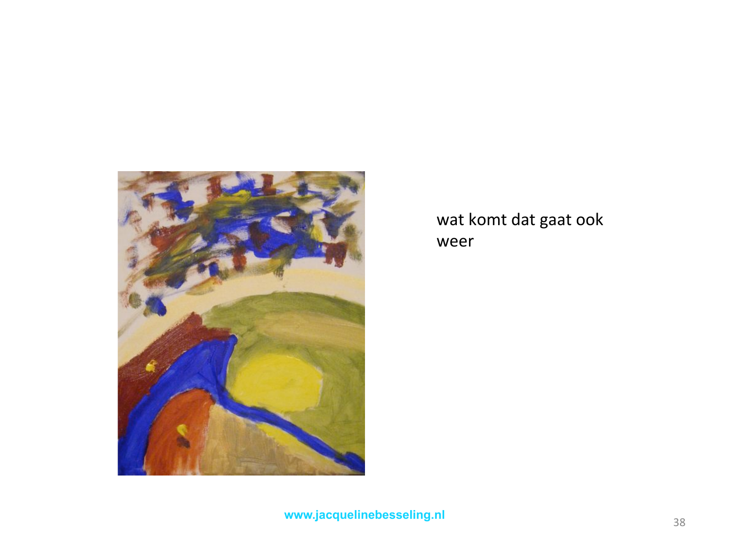wat komt dat gaat ook weer

www.jacquelinebesseling.nl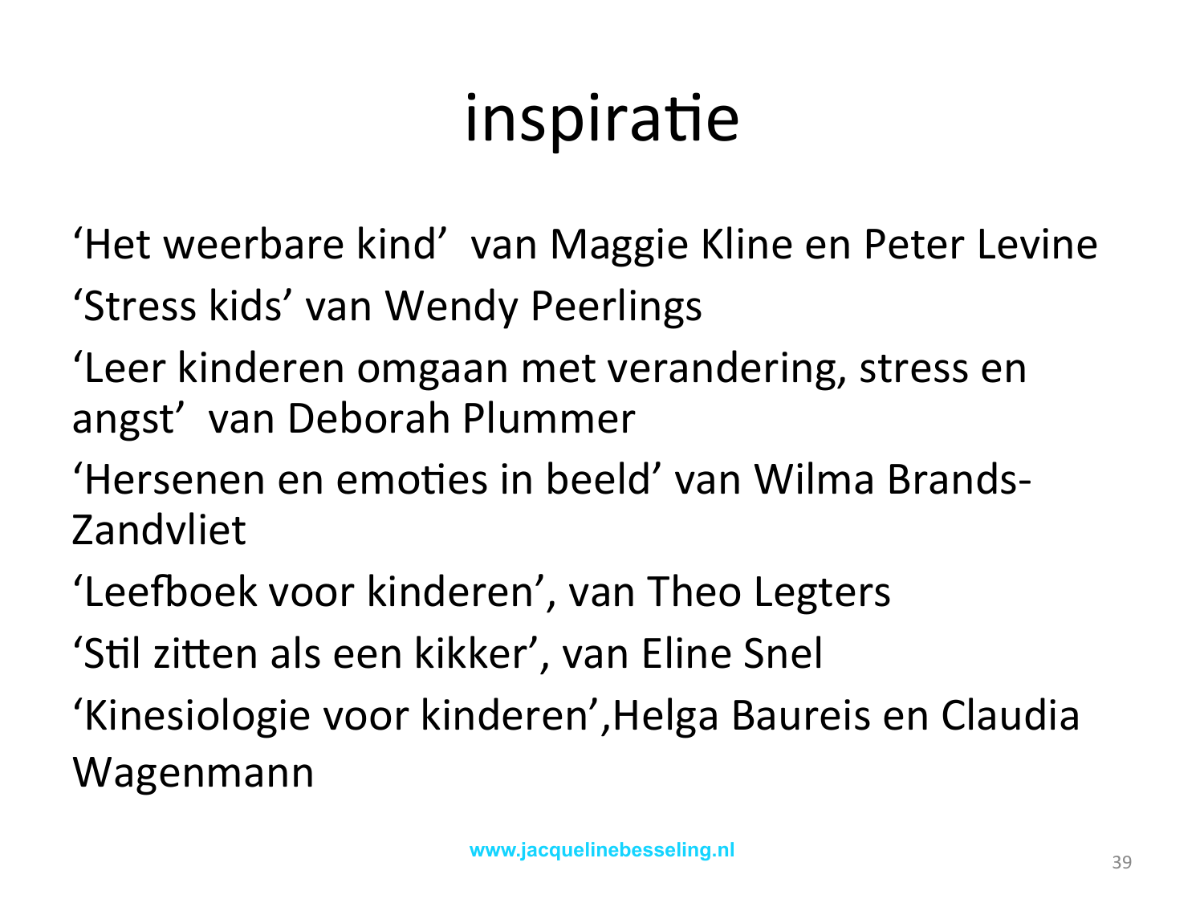# inspiratie

‘Het weerbare kind’ van Maggie Kline en Peter Levine

‘Stress kids’ van Wendy Peerlings

‘Leer kinderen omgaan met verandering, stress en angst’ van Deborah Plummer

‘Hersenen en emoties in beeld’ van Wilma Brands-Zandvliet

‘Leefboek voor kinderen’, van Theo Legters

‘Stil zitten als een kikker’, van Eline Snel

‘Kinesiologie voor kinderen’,Helga Baureis en Claudia Wagenmann

www.jacquelinebesseling.nl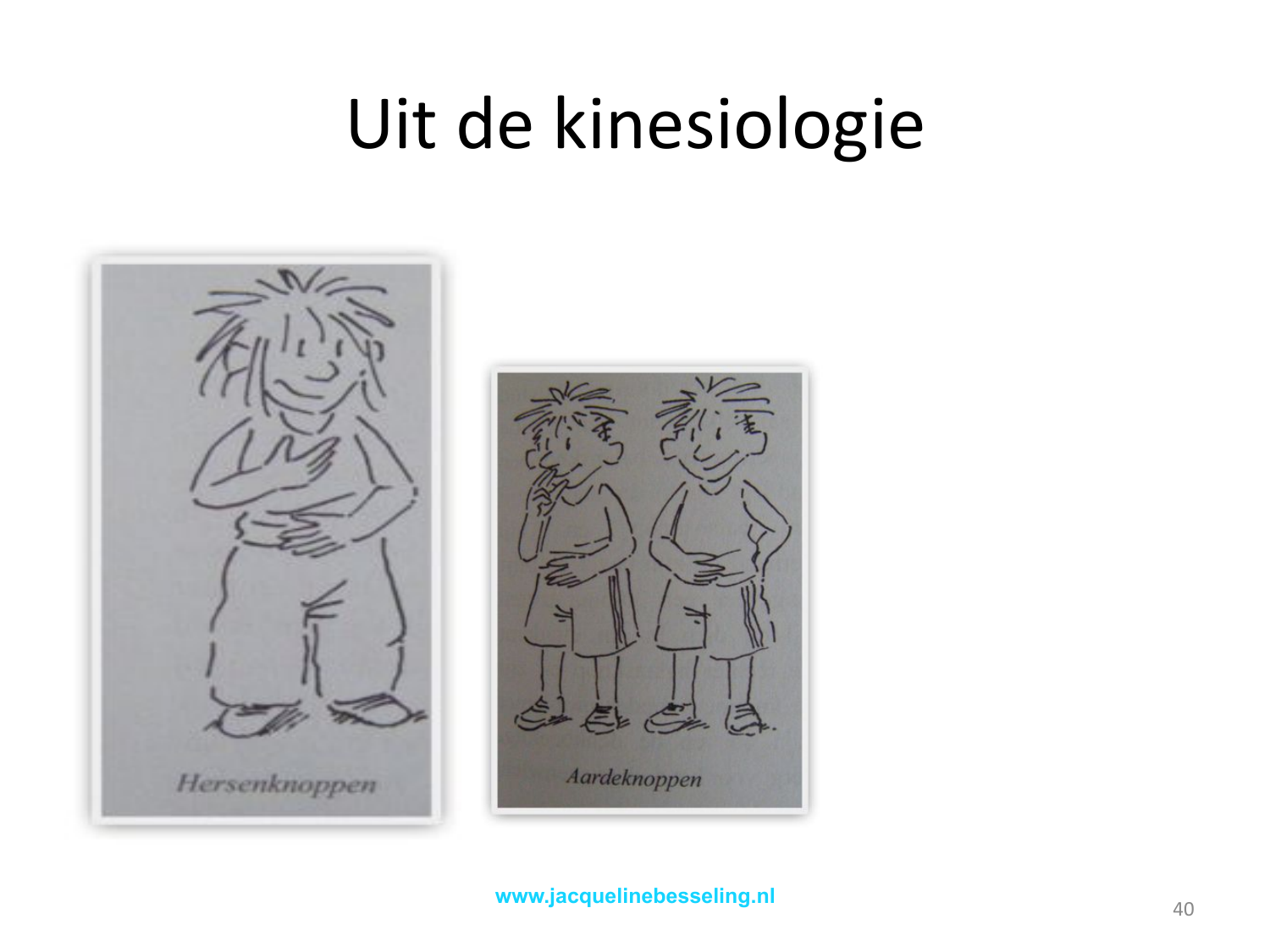# Uit de kinesiologie

Hersenknoppen

Aardeknoppen

www.jacquelinebesseling.nl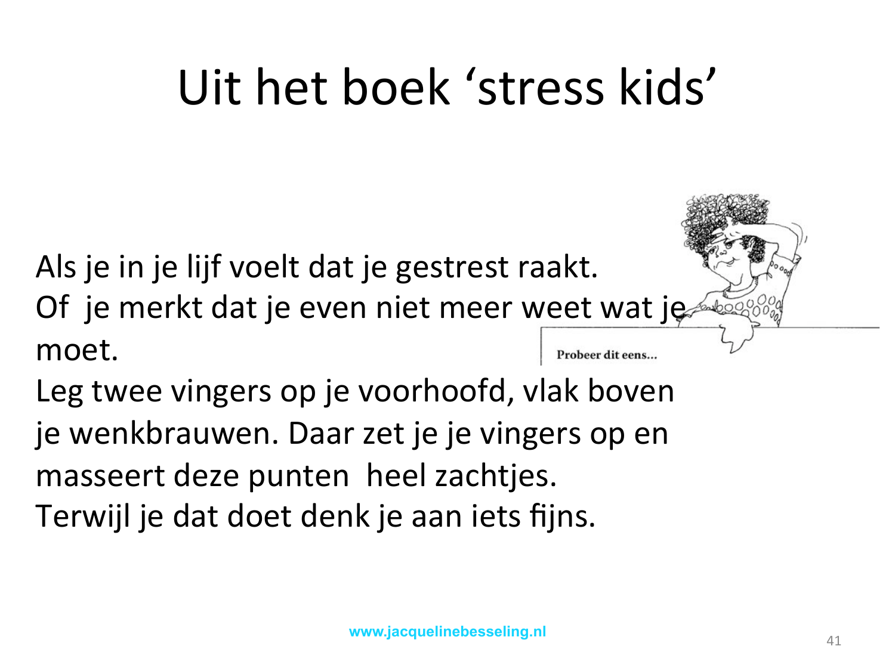# Uit het boek 'stress kids'

Als je in je lijf voelt dat je gestrest raakt.
Of je merkt dat je even niet meer weet wat je moet.
Leg twee vingers op je voorhoofd, vlak boven je wenkbrauwen. Daar zet je je vingers op en masseert deze punten heel zachtjes.
Terwijl je dat doet denk je aan iets fijns.

Probeer dit eens...

www.jacquelinebesseling.nl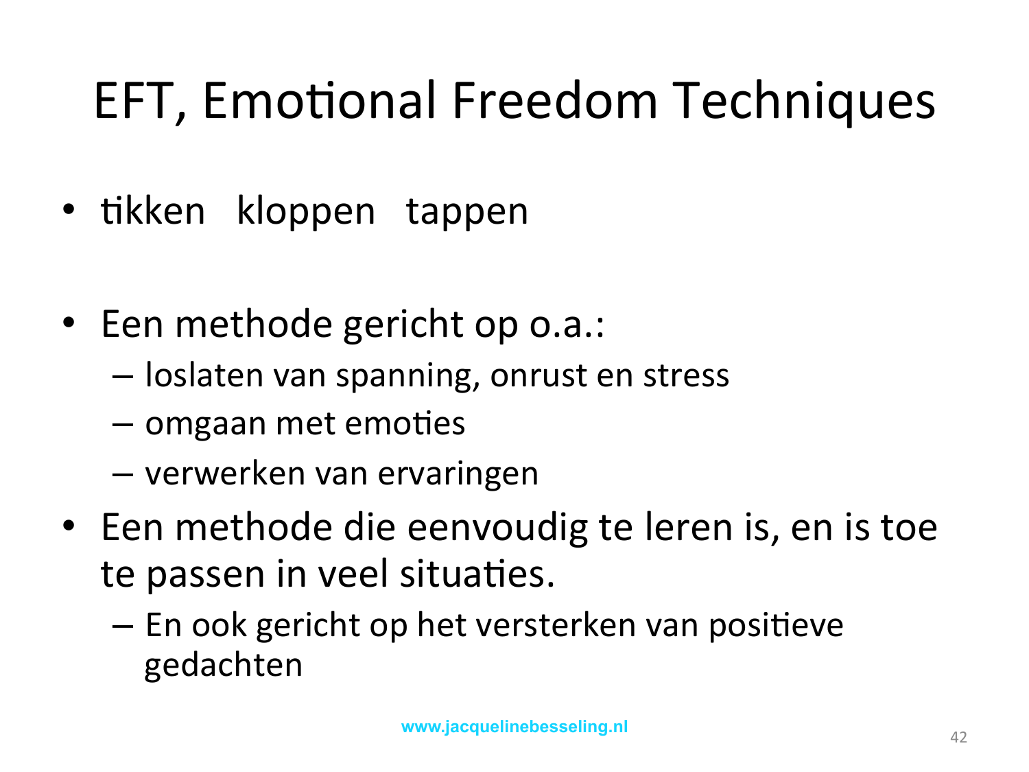# EFT, Emotional Freedom Techniques

- tikken   kloppen   tappen

- Een methode gericht op o.a.:
  - loslaten van spanning, onrust en stress
  - omgaan met emoties
  - verwerken van ervaringen
- Een methode die eenvoudig te leren is, en is toe te passen in veel situaties.
  - En ook gericht op het versterken van positieve gedachten

www.jacquelinebesseling.nl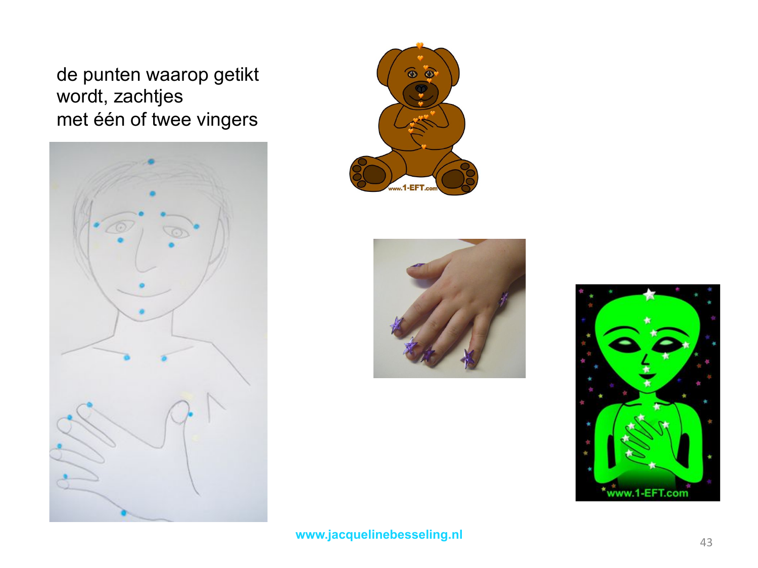de punten waarop getikt wordt, zachtjes met één of twee vingers

www.jacquelinebesseling.nl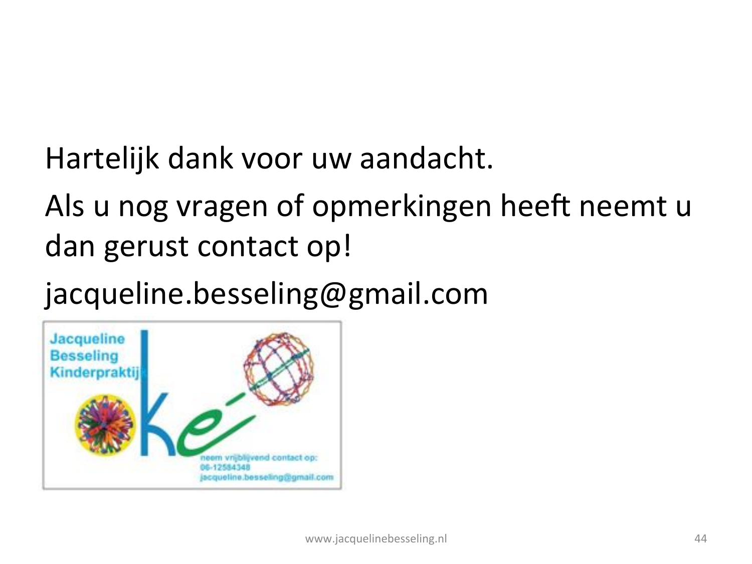Hartelijk dank voor uw aandacht.

Als u nog vragen of opmerkingen heeft neemt u dan gerust contact op!

jacqueline.besseling@gmail.com

Jacqueline Besseling Kinderpraktijk

neem vrijblijvend contact op:
06-12584348
jacqueline.besseling@gmail.com

www.jacquelinebesseling.nl